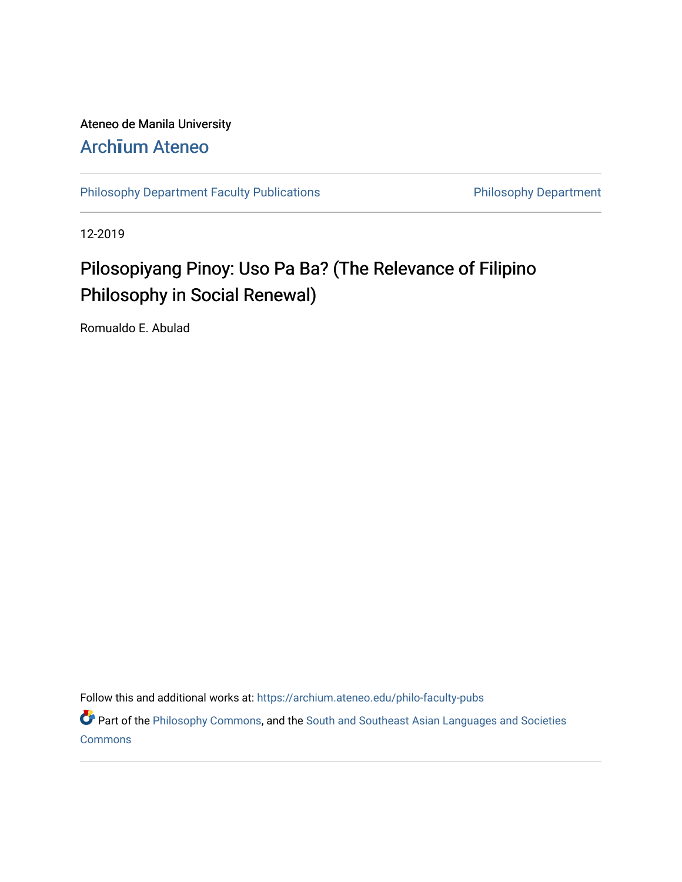Ateneo de Manila University

# Archīum Ateneo

Philosophy Department Faculty Publications

Philosophy Department

12-2019

## Pilosopiyang Pinoy: Uso Pa Ba? (The Relevance of Filipino Philosophy in Social Renewal)

Romualdo E. Abulad

Follow this and additional works at: https://archium.ateneo.edu/philo-faculty-pubs

Part of the Philosophy Commons, and the South and Southeast Asian Languages and Societies Commons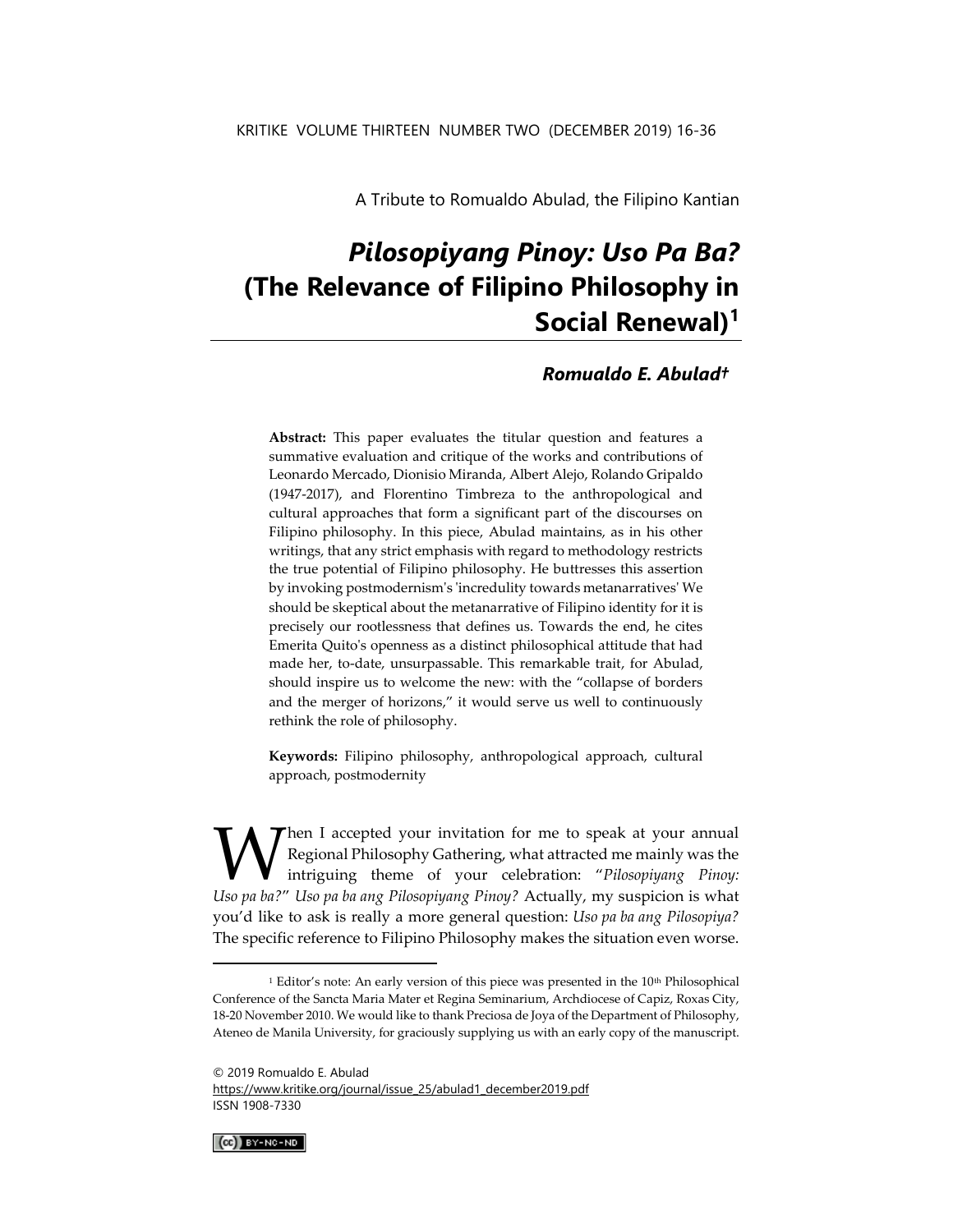A Tribute to Romualdo Abulad, the Filipino Kantian

# *Pilosopiyang Pinoy: Uso Pa Ba?* (The Relevance of Filipino Philosophy in Social Renewal)[1]

### *Romualdo E. Abulad†*

**Abstract:** This paper evaluates the titular question and features a summative evaluation and critique of the works and contributions of Leonardo Mercado, Dionisio Miranda, Albert Alejo, Rolando Gripaldo (1947-2017), and Florentino Timbreza to the anthropological and cultural approaches that form a significant part of the discourses on Filipino philosophy. In this piece, Abulad maintains, as in his other writings, that any strict emphasis with regard to methodology restricts the true potential of Filipino philosophy. He buttresses this assertion by invoking postmodernism's 'incredulity towards metanarratives' We should be skeptical about the metanarrative of Filipino identity for it is precisely our rootlessness that defines us. Towards the end, he cites Emerita Quito's openness as a distinct philosophical attitude that had made her, to-date, unsurpassable. This remarkable trait, for Abulad, should inspire us to welcome the new: with the "collapse of borders and the merger of horizons," it would serve us well to continuously rethink the role of philosophy.

**Keywords:** Filipino philosophy, anthropological approach, cultural approach, postmodernity

When I accepted your invitation for me to speak at your annual Regional Philosophy Gathering, what attracted me mainly was the intriguing theme of your celebration: "*Pilosopiyang Pinoy: Uso pa ba?*" *Uso pa ba ang Pilosopiyang Pinoy?* Actually, my suspicion is what you'd like to ask is really a more general question: *Uso pa ba ang Pilosopiya?* The specific reference to Filipino Philosophy makes the situation even worse.

---

[1] Editor's note: An early version of this piece was presented in the 10th Philosophical Conference of the Sancta Maria Mater et Regina Seminarium, Archdiocese of Capiz, Roxas City, 18-20 November 2010. We would like to thank Preciosa de Joya of the Department of Philosophy, Ateneo de Manila University, for graciously supplying us with an early copy of the manuscript.

© 2019 Romualdo E. Abulad
https://www.kritike.org/journal/issue_25/abulad1_december2019.pdf
ISSN 1908-7330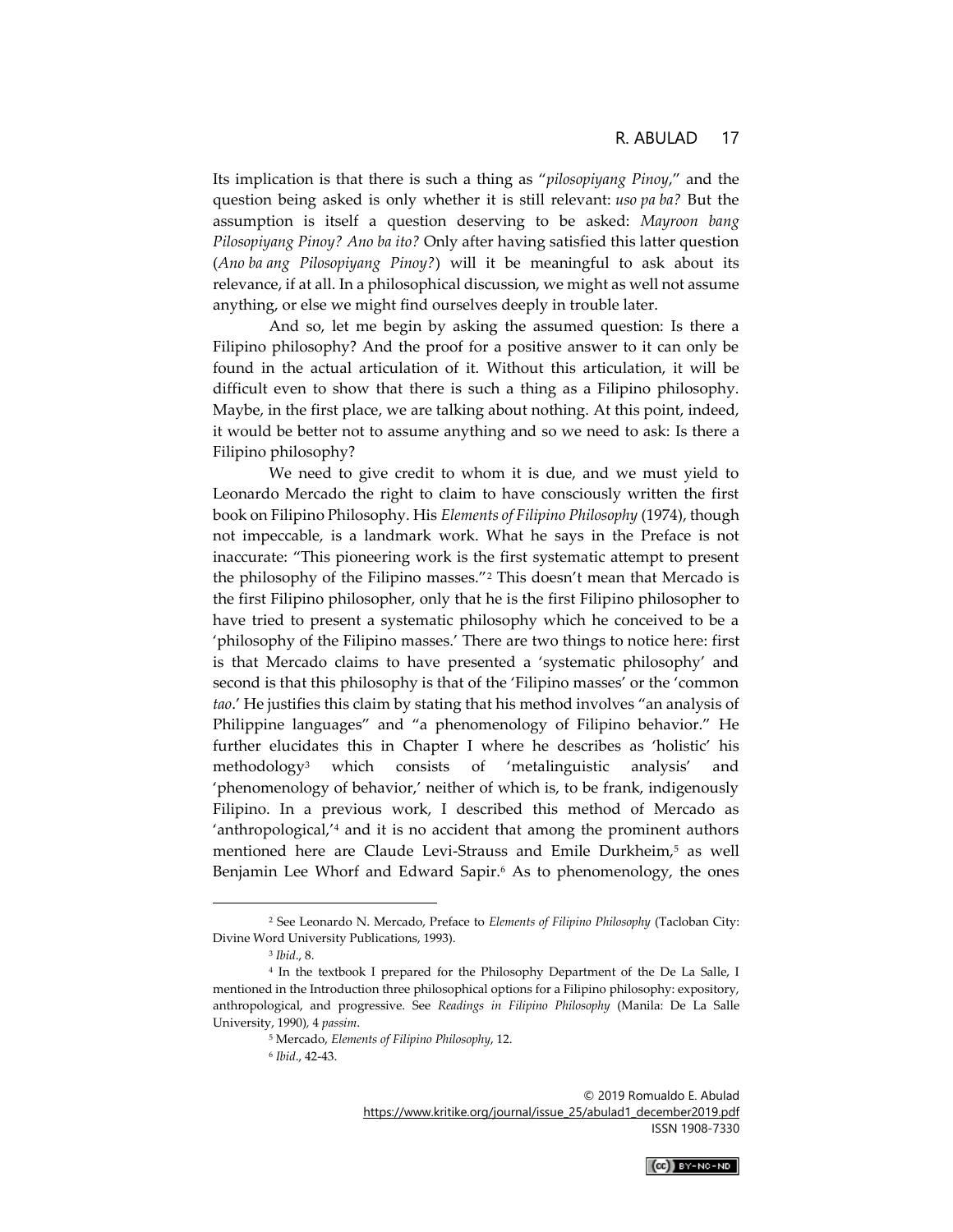Its implication is that there is such a thing as "*pilosopiyang Pinoy*," and the question being asked is only whether it is still relevant: *uso pa ba?* But the assumption is itself a question deserving to be asked: *Mayroon bang Pilosopiyang Pinoy? Ano ba ito?* Only after having satisfied this latter question (*Ano ba ang Pilosopiyang Pinoy?*) will it be meaningful to ask about its relevance, if at all. In a philosophical discussion, we might as well not assume anything, or else we might find ourselves deeply in trouble later.

And so, let me begin by asking the assumed question: Is there a Filipino philosophy? And the proof for a positive answer to it can only be found in the actual articulation of it. Without this articulation, it will be difficult even to show that there is such a thing as a Filipino philosophy. Maybe, in the first place, we are talking about nothing. At this point, indeed, it would be better not to assume anything and so we need to ask: Is there a Filipino philosophy?

We need to give credit to whom it is due, and we must yield to Leonardo Mercado the right to claim to have consciously written the first book on Filipino Philosophy. His *Elements of Filipino Philosophy* (1974), though not impeccable, is a landmark work. What he says in the Preface is not inaccurate: "This pioneering work is the first systematic attempt to present the philosophy of the Filipino masses."[2] This doesn't mean that Mercado is the first Filipino philosopher, only that he is the first Filipino philosopher to have tried to present a systematic philosophy which he conceived to be a 'philosophy of the Filipino masses.' There are two things to notice here: first is that Mercado claims to have presented a 'systematic philosophy' and second is that this philosophy is that of the 'Filipino masses' or the 'common *tao*.' He justifies this claim by stating that his method involves "an analysis of Philippine languages" and "a phenomenology of Filipino behavior." He further elucidates this in Chapter I where he describes as 'holistic' his methodology[3] which consists of 'metalinguistic analysis' and 'phenomenology of behavior,' neither of which is, to be frank, indigenously Filipino. In a previous work, I described this method of Mercado as 'anthropological,'[4] and it is no accident that among the prominent authors mentioned here are Claude Levi-Strauss and Emile Durkheim,[5] as well Benjamin Lee Whorf and Edward Sapir.[6] As to phenomenology, the ones

---

[2] See Leonardo N. Mercado, Preface to *Elements of Filipino Philosophy* (Tacloban City: Divine Word University Publications, 1993).

[3] *Ibid*., 8.

[4] In the textbook I prepared for the Philosophy Department of the De La Salle, I mentioned in the Introduction three philosophical options for a Filipino philosophy: expository, anthropological, and progressive. See *Readings in Filipino Philosophy* (Manila: De La Salle University, 1990), 4 *passim*.

[5] Mercado, *Elements of Filipino Philosophy*, 12.

[6] *Ibid*., 42-43.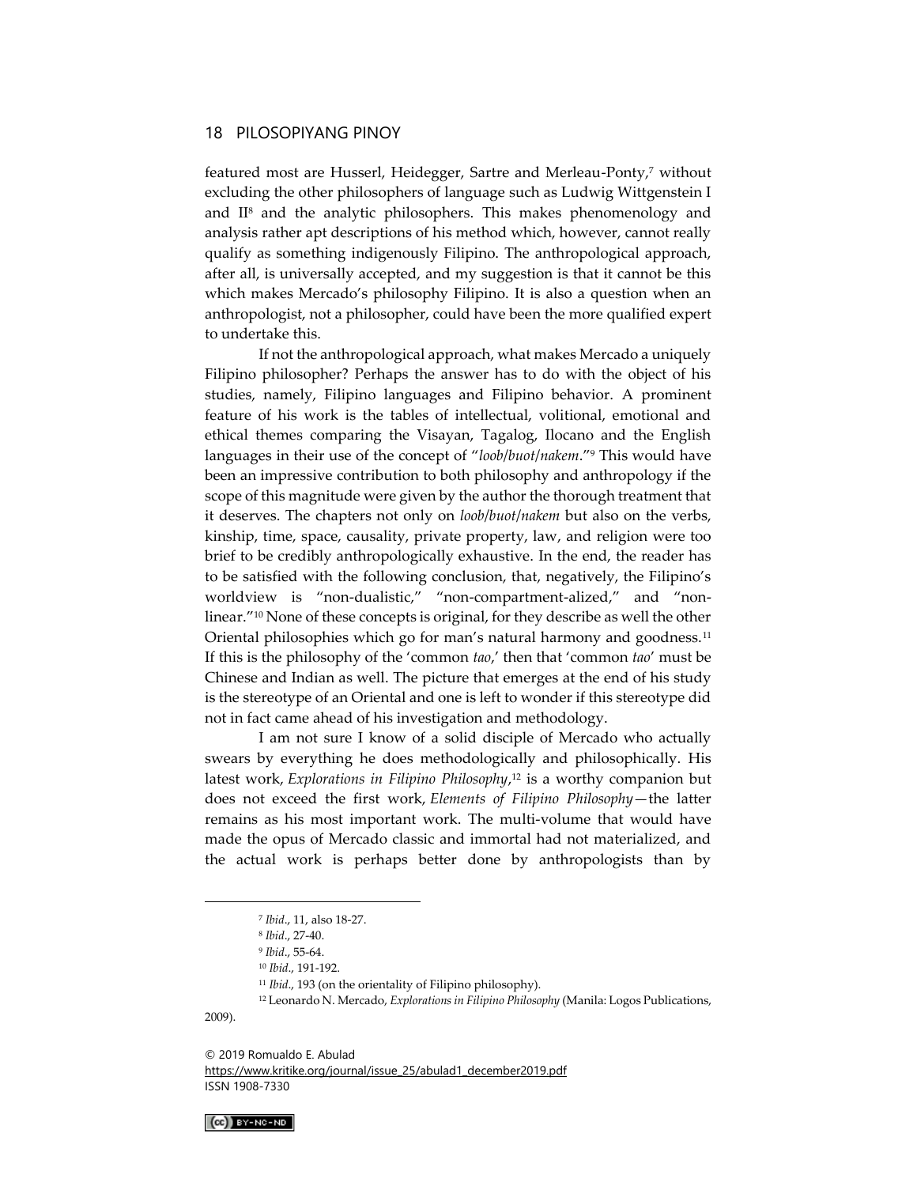featured most are Husserl, Heidegger, Sartre and Merleau-Ponty,[7] without excluding the other philosophers of language such as Ludwig Wittgenstein I and II[8] and the analytic philosophers. This makes phenomenology and analysis rather apt descriptions of his method which, however, cannot really qualify as something indigenously Filipino. The anthropological approach, after all, is universally accepted, and my suggestion is that it cannot be this which makes Mercado's philosophy Filipino. It is also a question when an anthropologist, not a philosopher, could have been the more qualified expert to undertake this.

If not the anthropological approach, what makes Mercado a uniquely Filipino philosopher? Perhaps the answer has to do with the object of his studies, namely, Filipino languages and Filipino behavior. A prominent feature of his work is the tables of intellectual, volitional, emotional and ethical themes comparing the Visayan, Tagalog, Ilocano and the English languages in their use of the concept of "*loob/buot/nakem*."[9] This would have been an impressive contribution to both philosophy and anthropology if the scope of this magnitude were given by the author the thorough treatment that it deserves. The chapters not only on *loob/buot/nakem* but also on the verbs, kinship, time, space, causality, private property, law, and religion were too brief to be credibly anthropologically exhaustive. In the end, the reader has to be satisfied with the following conclusion, that, negatively, the Filipino's worldview is "non-dualistic," "non-compartment-alized," and "non-linear."[10] None of these concepts is original, for they describe as well the other Oriental philosophies which go for man's natural harmony and goodness.[11] If this is the philosophy of the 'common *tao*,' then that 'common *tao*' must be Chinese and Indian as well. The picture that emerges at the end of his study is the stereotype of an Oriental and one is left to wonder if this stereotype did not in fact came ahead of his investigation and methodology.

I am not sure I know of a solid disciple of Mercado who actually swears by everything he does methodologically and philosophically. His latest work, *Explorations in Filipino Philosophy*,[12] is a worthy companion but does not exceed the first work, *Elements of Filipino Philosophy*—the latter remains as his most important work. The multi-volume that would have made the opus of Mercado classic and immortal had not materialized, and the actual work is perhaps better done by anthropologists than by

---

[7] *Ibid*., 11, also 18-27.

[8] *Ibid*., 27-40.

[9] *Ibid*., 55-64.

[10] *Ibid*., 191-192.

[11] *Ibid*., 193 (on the orientality of Filipino philosophy).

[12] Leonardo N. Mercado, *Explorations in Filipino Philosophy* (Manila: Logos Publications, 2009).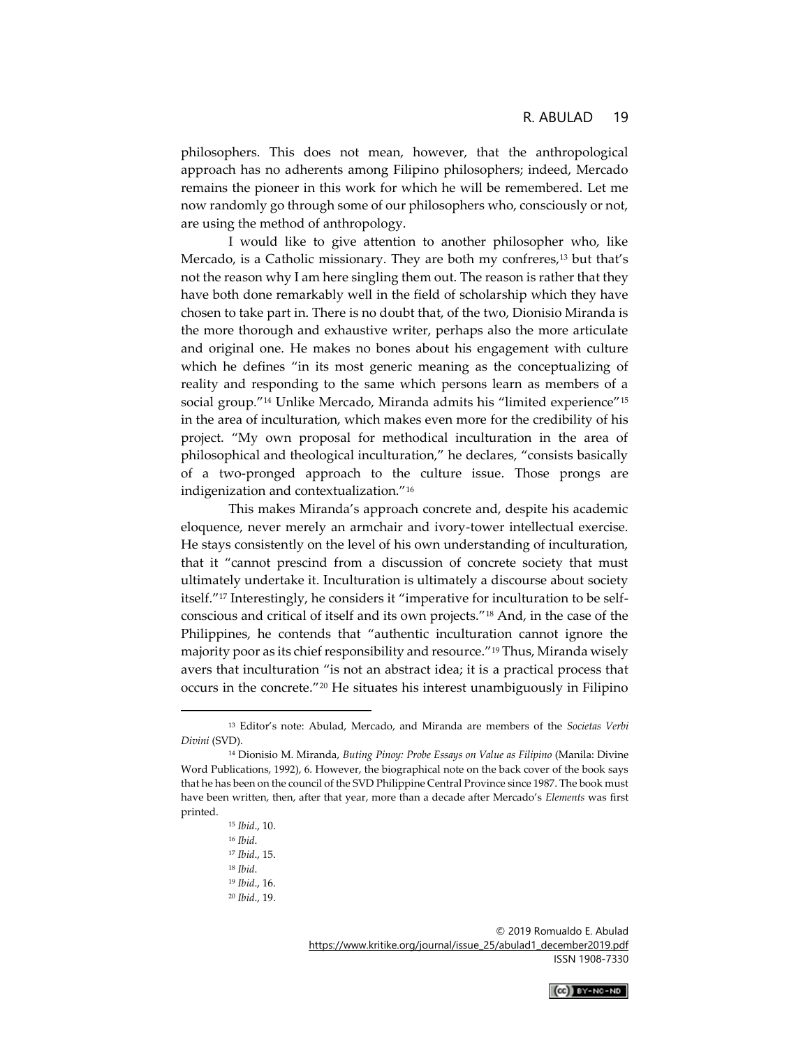philosophers. This does not mean, however, that the anthropological approach has no adherents among Filipino philosophers; indeed, Mercado remains the pioneer in this work for which he will be remembered. Let me now randomly go through some of our philosophers who, consciously or not, are using the method of anthropology.

I would like to give attention to another philosopher who, like Mercado, is a Catholic missionary. They are both my confreres,[13] but that's not the reason why I am here singling them out. The reason is rather that they have both done remarkably well in the field of scholarship which they have chosen to take part in. There is no doubt that, of the two, Dionisio Miranda is the more thorough and exhaustive writer, perhaps also the more articulate and original one. He makes no bones about his engagement with culture which he defines "in its most generic meaning as the conceptualizing of reality and responding to the same which persons learn as members of a social group."[14] Unlike Mercado, Miranda admits his "limited experience"[15] in the area of inculturation, which makes even more for the credibility of his project. "My own proposal for methodical inculturation in the area of philosophical and theological inculturation," he declares, "consists basically of a two-pronged approach to the culture issue. Those prongs are indigenization and contextualization."[16]

This makes Miranda's approach concrete and, despite his academic eloquence, never merely an armchair and ivory-tower intellectual exercise. He stays consistently on the level of his own understanding of inculturation, that it "cannot prescind from a discussion of concrete society that must ultimately undertake it. Inculturation is ultimately a discourse about society itself."[17] Interestingly, he considers it "imperative for inculturation to be self-conscious and critical of itself and its own projects."[18] And, in the case of the Philippines, he contends that "authentic inculturation cannot ignore the majority poor as its chief responsibility and resource."[19] Thus, Miranda wisely avers that inculturation "is not an abstract idea; it is a practical process that occurs in the concrete."[20] He situates his interest unambiguously in Filipino

---

[13] Editor's note: Abulad, Mercado, and Miranda are members of the *Societas Verbi Divini* (SVD).

[14] Dionisio M. Miranda, *Buting Pinoy: Probe Essays on Value as Filipino* (Manila: Divine Word Publications, 1992), 6. However, the biographical note on the back cover of the book says that he has been on the council of the SVD Philippine Central Province since 1987. The book must have been written, then, after that year, more than a decade after Mercado's *Elements* was first printed.

[15] *Ibid*., 10.

[16] *Ibid*.

[17] *Ibid*., 15.

[18] *Ibid*.

[19] *Ibid*., 16.

[20] *Ibid*., 19.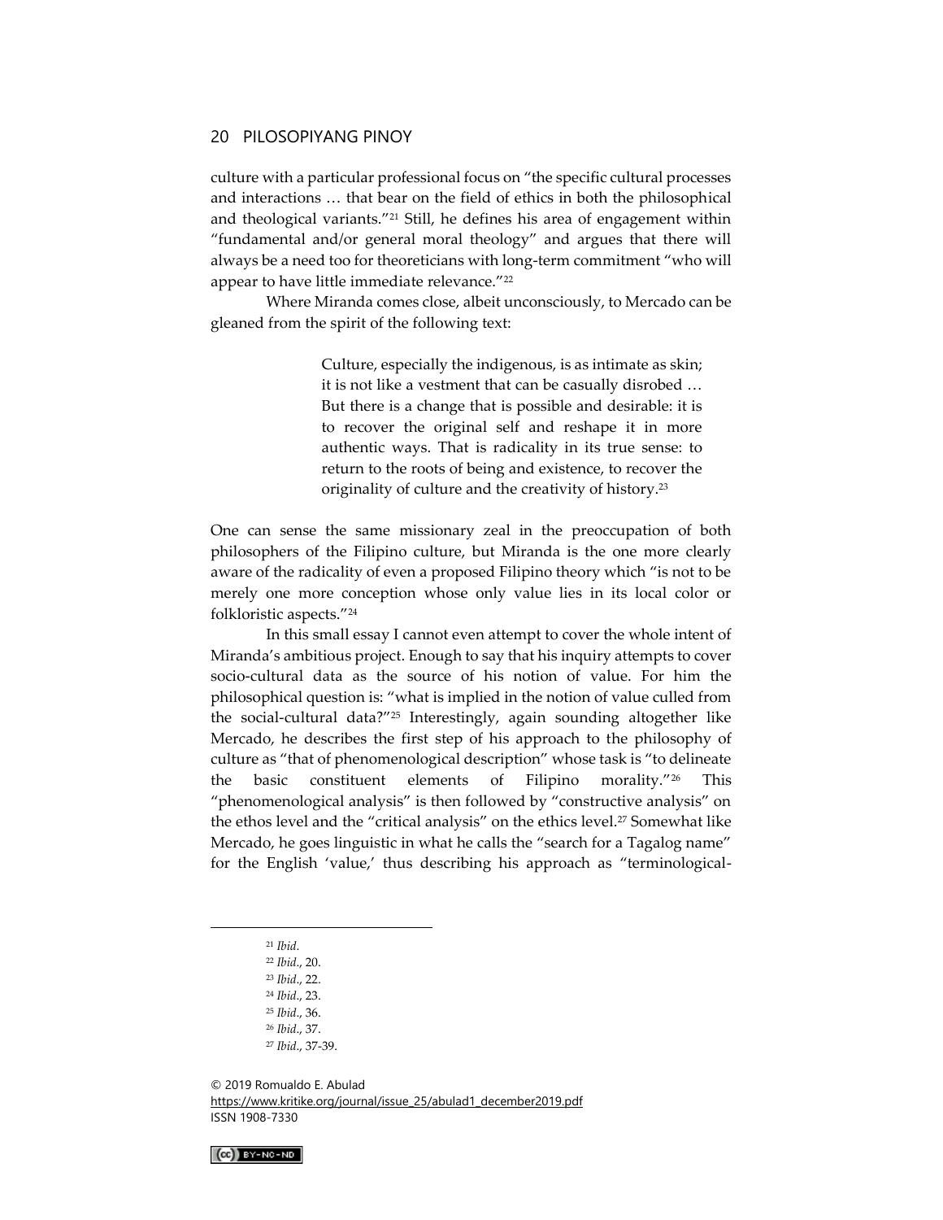culture with a particular professional focus on "the specific cultural processes and interactions … that bear on the field of ethics in both the philosophical and theological variants."[21] Still, he defines his area of engagement within "fundamental and/or general moral theology" and argues that there will always be a need too for theoreticians with long-term commitment "who will appear to have little immediate relevance."[22]

Where Miranda comes close, albeit unconsciously, to Mercado can be gleaned from the spirit of the following text:

> Culture, especially the indigenous, is as intimate as skin; it is not like a vestment that can be casually disrobed … But there is a change that is possible and desirable: it is to recover the original self and reshape it in more authentic ways. That is radicality in its true sense: to return to the roots of being and existence, to recover the originality of culture and the creativity of history.[23]

One can sense the same missionary zeal in the preoccupation of both philosophers of the Filipino culture, but Miranda is the one more clearly aware of the radicality of even a proposed Filipino theory which "is not to be merely one more conception whose only value lies in its local color or folkloristic aspects."[24]

In this small essay I cannot even attempt to cover the whole intent of Miranda's ambitious project. Enough to say that his inquiry attempts to cover socio-cultural data as the source of his notion of value. For him the philosophical question is: "what is implied in the notion of value culled from the social-cultural data?"[25] Interestingly, again sounding altogether like Mercado, he describes the first step of his approach to the philosophy of culture as "that of phenomenological description" whose task is "to delineate the basic constituent elements of Filipino morality."[26] This "phenomenological analysis" is then followed by "constructive analysis" on the ethos level and the "critical analysis" on the ethics level.[27] Somewhat like Mercado, he goes linguistic in what he calls the "search for a Tagalog name" for the English 'value,' thus describing his approach as "terminological-

---

[21] *Ibid*.

[22] *Ibid*., 20.

[23] *Ibid*., 22.

[24] *Ibid*., 23.

[25] *Ibid*., 36.

[26] *Ibid*., 37.

[27] *Ibid*., 37-39.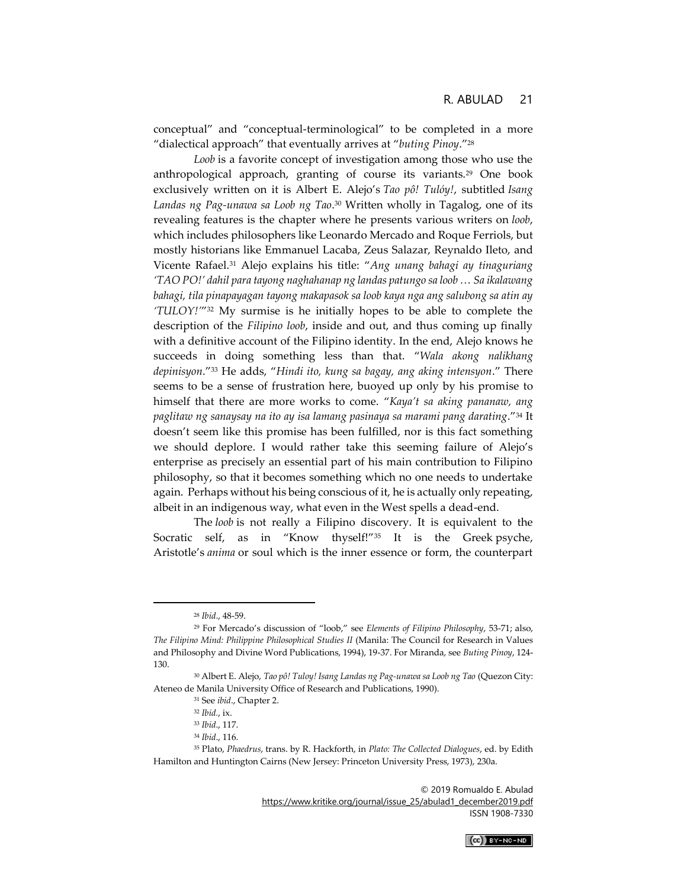conceptual" and "conceptual-terminological" to be completed in a more "dialectical approach" that eventually arrives at "*buting Pinoy*."[28]

*Loob* is a favorite concept of investigation among those who use the anthropological approach, granting of course its variants.[29] One book exclusively written on it is Albert E. Alejo's *Tao pô! Tulóy!*, subtitled *Isang Landas ng Pag-unawa sa Loob ng Tao*.[30] Written wholly in Tagalog, one of its revealing features is the chapter where he presents various writers on *loob*, which includes philosophers like Leonardo Mercado and Roque Ferriols, but mostly historians like Emmanuel Lacaba, Zeus Salazar, Reynaldo Ileto, and Vicente Rafael.[31] Alejo explains his title: "*Ang unang bahagi ay tinaguriang 'TAO PO!' dahil para tayong naghahanap ng landas patungo sa loob … Sa ikalawang bahagi, tila pinapayagan tayong makapasok sa loob kaya nga ang salubong sa atin ay 'TULOY!'*"[32] My surmise is he initially hopes to be able to complete the description of the *Filipino loob*, inside and out, and thus coming up finally with a definitive account of the Filipino identity. In the end, Alejo knows he succeeds in doing something less than that. "*Wala akong nalikhang depinisyon*."[33] He adds, "*Hindi ito, kung sa bagay, ang aking intensyon*." There seems to be a sense of frustration here, buoyed up only by his promise to himself that there are more works to come. "*Kaya't sa aking pananaw, ang paglitaw ng sanaysay na ito ay isa lamang pasinaya sa marami pang darating*."[34] It doesn't seem like this promise has been fulfilled, nor is this fact something we should deplore. I would rather take this seeming failure of Alejo's enterprise as precisely an essential part of his main contribution to Filipino philosophy, so that it becomes something which no one needs to undertake again. Perhaps without his being conscious of it, he is actually only repeating, albeit in an indigenous way, what even in the West spells a dead-end.

The *loob* is not really a Filipino discovery. It is equivalent to the Socratic self, as in "Know thyself!"[35] It is the Greek psyche, Aristotle's *anima* or soul which is the inner essence or form, the counterpart

---

[28] *Ibid*., 48-59.

[29] For Mercado's discussion of "loob," see *Elements of Filipino Philosophy*, 53-71; also, *The Filipino Mind: Philippine Philosophical Studies II* (Manila: The Council for Research in Values and Philosophy and Divine Word Publications, 1994), 19-37. For Miranda, see *Buting Pinoy*, 124-130.

[30] Albert E. Alejo, *Tao pô! Tuloy! Isang Landas ng Pag-unawa sa Loob ng Tao* (Quezon City: Ateneo de Manila University Office of Research and Publications, 1990).

[31] See *ibid*., Chapter 2.

[32] *Ibid*., ix.

[33] *Ibid*., 117.

[34] *Ibid*., 116.

[35] Plato, *Phaedrus*, trans. by R. Hackforth, in *Plato: The Collected Dialogues*, ed. by Edith Hamilton and Huntington Cairns (New Jersey: Princeton University Press, 1973), 230a.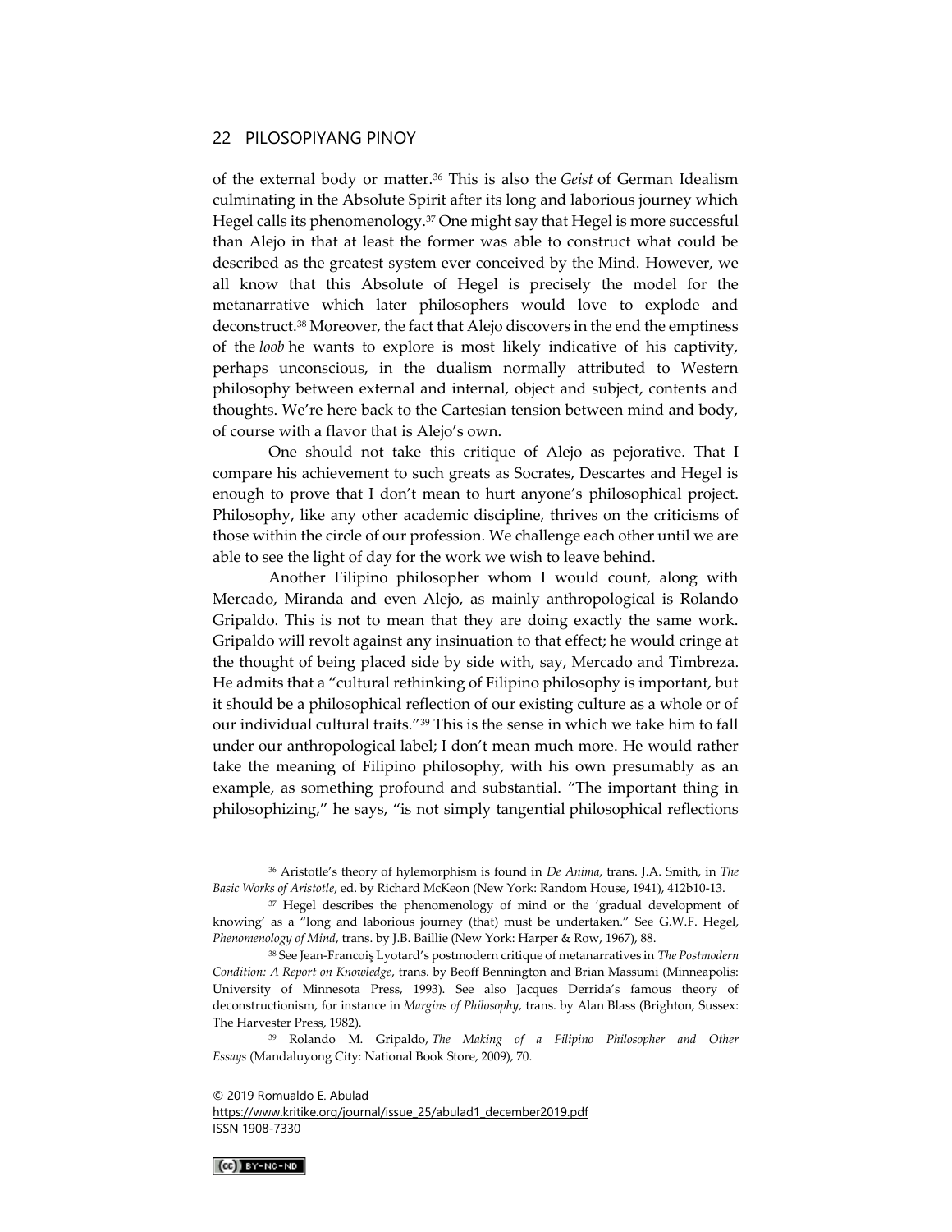of the external body or matter.[36] This is also the *Geist* of German Idealism culminating in the Absolute Spirit after its long and laborious journey which Hegel calls its phenomenology.[37] One might say that Hegel is more successful than Alejo in that at least the former was able to construct what could be described as the greatest system ever conceived by the Mind. However, we all know that this Absolute of Hegel is precisely the model for the metanarrative which later philosophers would love to explode and deconstruct.[38] Moreover, the fact that Alejo discovers in the end the emptiness of the *loob* he wants to explore is most likely indicative of his captivity, perhaps unconscious, in the dualism normally attributed to Western philosophy between external and internal, object and subject, contents and thoughts. We're here back to the Cartesian tension between mind and body, of course with a flavor that is Alejo's own.

One should not take this critique of Alejo as pejorative. That I compare his achievement to such greats as Socrates, Descartes and Hegel is enough to prove that I don't mean to hurt anyone's philosophical project. Philosophy, like any other academic discipline, thrives on the criticisms of those within the circle of our profession. We challenge each other until we are able to see the light of day for the work we wish to leave behind.

Another Filipino philosopher whom I would count, along with Mercado, Miranda and even Alejo, as mainly anthropological is Rolando Gripaldo. This is not to mean that they are doing exactly the same work. Gripaldo will revolt against any insinuation to that effect; he would cringe at the thought of being placed side by side with, say, Mercado and Timbreza. He admits that a "cultural rethinking of Filipino philosophy is important, but it should be a philosophical reflection of our existing culture as a whole or of our individual cultural traits."[39] This is the sense in which we take him to fall under our anthropological label; I don't mean much more. He would rather take the meaning of Filipino philosophy, with his own presumably as an example, as something profound and substantial. "The important thing in philosophizing," he says, "is not simply tangential philosophical reflections

---

[36] Aristotle's theory of hylemorphism is found in *De Anima*, trans. J.A. Smith, in *The Basic Works of Aristotle*, ed. by Richard McKeon (New York: Random House, 1941), 412b10-13.

[37] Hegel describes the phenomenology of mind or the 'gradual development of knowing' as a "long and laborious journey (that) must be undertaken." See G.W.F. Hegel, *Phenomenology of Mind*, trans. by J.B. Baillie (New York: Harper & Row, 1967), 88.

[38] See Jean-Francois Lyotard's postmodern critique of metanarratives in *The Postmodern Condition: A Report on Knowledge*, trans. by Beoff Bennington and Brian Massumi (Minneapolis: University of Minnesota Press, 1993). See also Jacques Derrida's famous theory of deconstructionism, for instance in *Margins of Philosophy*, trans. by Alan Blass (Brighton, Sussex: The Harvester Press, 1982).

[39] Rolando M. Gripaldo, *The Making of a Filipino Philosopher and Other Essays* (Mandaluyong City: National Book Store, 2009), 70.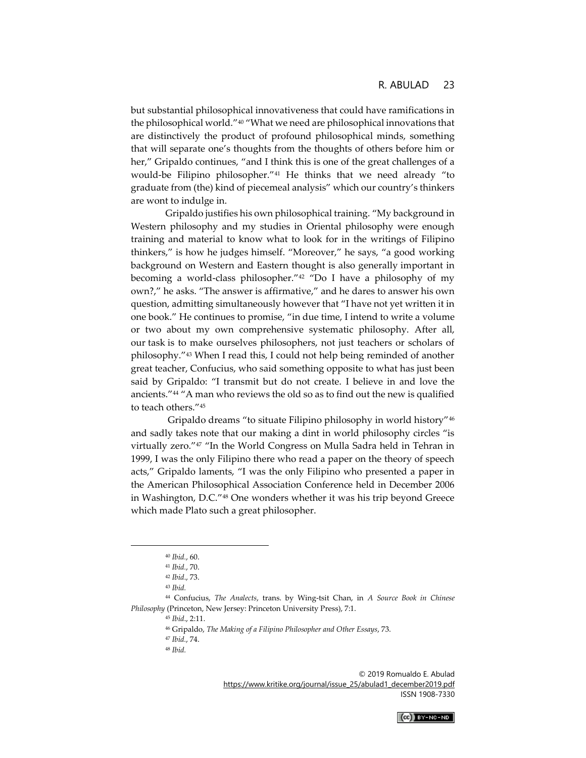but substantial philosophical innovativeness that could have ramifications in the philosophical world."[40] "What we need are philosophical innovations that are distinctively the product of profound philosophical minds, something that will separate one's thoughts from the thoughts of others before him or her," Gripaldo continues, "and I think this is one of the great challenges of a would-be Filipino philosopher."[41] He thinks that we need already "to graduate from (the) kind of piecemeal analysis" which our country's thinkers are wont to indulge in.

Gripaldo justifies his own philosophical training. "My background in Western philosophy and my studies in Oriental philosophy were enough training and material to know what to look for in the writings of Filipino thinkers," is how he judges himself. "Moreover," he says, "a good working background on Western and Eastern thought is also generally important in becoming a world-class philosopher."[42] "Do I have a philosophy of my own?," he asks. "The answer is affirmative," and he dares to answer his own question, admitting simultaneously however that "I have not yet written it in one book." He continues to promise, "in due time, I intend to write a volume or two about my own comprehensive systematic philosophy. After all, our task is to make ourselves philosophers, not just teachers or scholars of philosophy."[43] When I read this, I could not help being reminded of another great teacher, Confucius, who said something opposite to what has just been said by Gripaldo: "I transmit but do not create. I believe in and love the ancients."[44] "A man who reviews the old so as to find out the new is qualified to teach others."[45]

Gripaldo dreams "to situate Filipino philosophy in world history"[46] and sadly takes note that our making a dint in world philosophy circles "is virtually zero."[47] "In the World Congress on Mulla Sadra held in Tehran in 1999, I was the only Filipino there who read a paper on the theory of speech acts," Gripaldo laments, "I was the only Filipino who presented a paper in the American Philosophical Association Conference held in December 2006 in Washington, D.C."[48] One wonders whether it was his trip beyond Greece which made Plato such a great philosopher.

---

[40] *Ibid.*, 60.

[41] *Ibid.*, 70.

[42] *Ibid.*, 73.

[43] *Ibid.*

[44] Confucius, *The Analects*, trans. by Wing-tsit Chan, in *A Source Book in Chinese Philosophy* (Princeton, New Jersey: Princeton University Press), 7:1.

[45] *Ibid.*, 2:11.

[46] Gripaldo, *The Making of a Filipino Philosopher and Other Essays*, 73.

[47] *Ibid.*, 74.

[48] *Ibid.*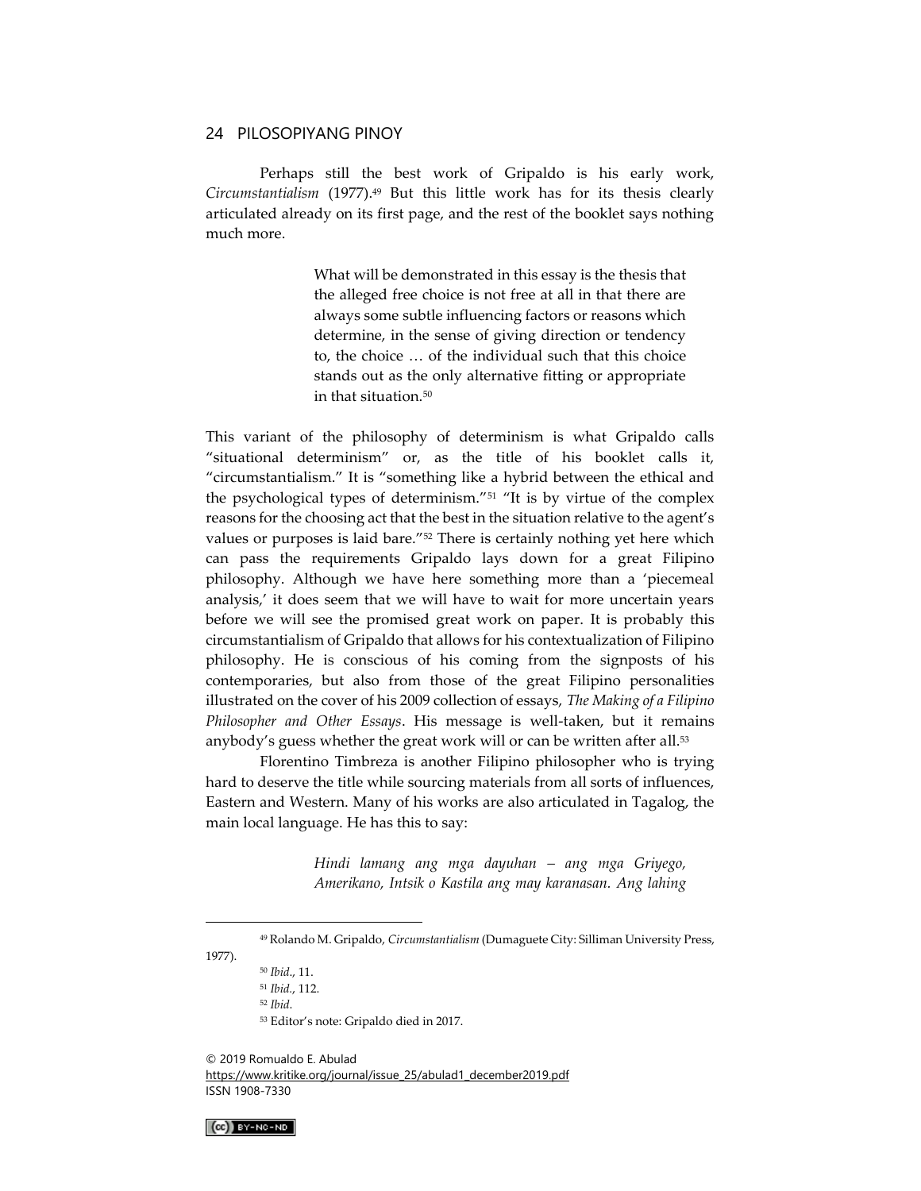Perhaps still the best work of Gripaldo is his early work, *Circumstantialism* (1977).[49] But this little work has for its thesis clearly articulated already on its first page, and the rest of the booklet says nothing much more.

> What will be demonstrated in this essay is the thesis that the alleged free choice is not free at all in that there are always some subtle influencing factors or reasons which determine, in the sense of giving direction or tendency to, the choice … of the individual such that this choice stands out as the only alternative fitting or appropriate in that situation.[50]

This variant of the philosophy of determinism is what Gripaldo calls "situational determinism" or, as the title of his booklet calls it, "circumstantialism." It is "something like a hybrid between the ethical and the psychological types of determinism."[51] "It is by virtue of the complex reasons for the choosing act that the best in the situation relative to the agent's values or purposes is laid bare."[52] There is certainly nothing yet here which can pass the requirements Gripaldo lays down for a great Filipino philosophy. Although we have here something more than a 'piecemeal analysis,' it does seem that we will have to wait for more uncertain years before we will see the promised great work on paper. It is probably this circumstantialism of Gripaldo that allows for his contextualization of Filipino philosophy. He is conscious of his coming from the signposts of his contemporaries, but also from those of the great Filipino personalities illustrated on the cover of his 2009 collection of essays, *The Making of a Filipino Philosopher and Other Essays*. His message is well-taken, but it remains anybody's guess whether the great work will or can be written after all.[53]

Florentino Timbreza is another Filipino philosopher who is trying hard to deserve the title while sourcing materials from all sorts of influences, Eastern and Western. Many of his works are also articulated in Tagalog, the main local language. He has this to say:

> *Hindi lamang ang mga dayuhan – ang mga Griyego, Amerikano, Intsik o Kastila ang may karanasan. Ang lahing*

---

[49] Rolando M. Gripaldo, *Circumstantialism* (Dumaguete City: Silliman University Press, 1977).

[50] *Ibid*., 11.

[51] *Ibid*., 112.

[52] *Ibid*.

[53] Editor's note: Gripaldo died in 2017.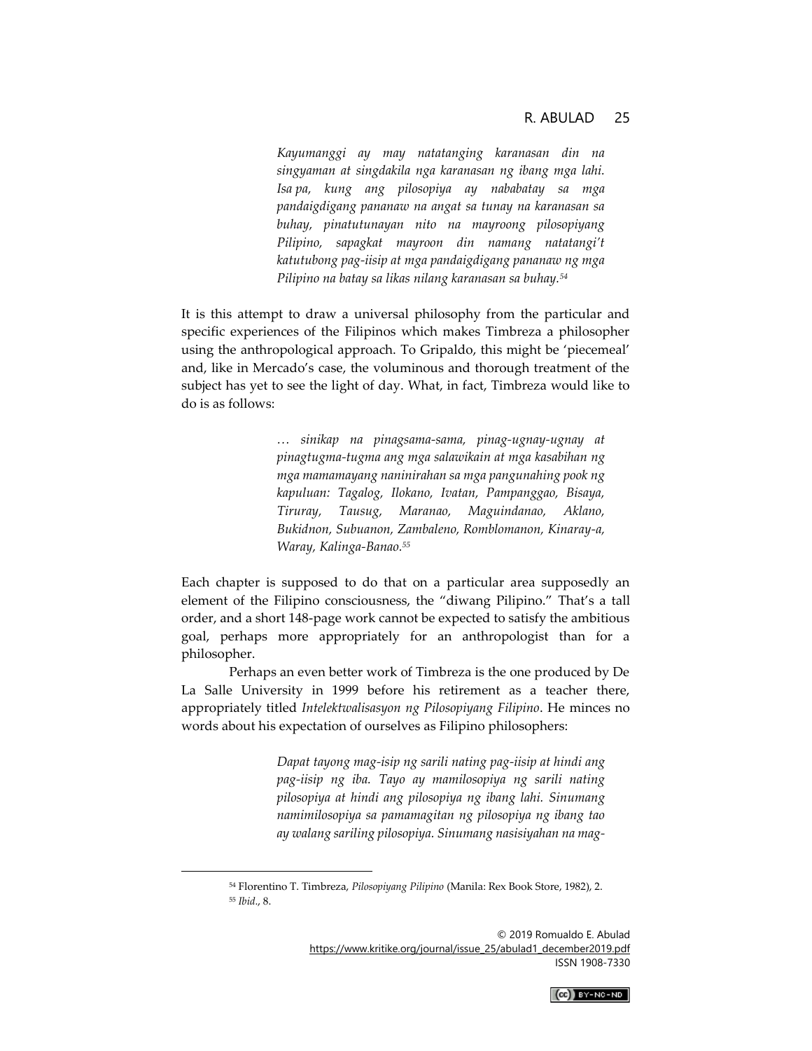> *Kayumanggi ay may natatanging karanasan din na singyaman at singdakila nga karanasan ng ibang mga lahi. Isa pa, kung ang pilosopiya ay nababatay sa mga pandaigdigang pananaw na angat sa tunay na karanasan sa buhay, pinatutunayan nito na mayroong pilosopiyang Pilipino, sapagkat mayroon din namang natatangi't katutubong pag-iisip at mga pandaigdigang pananaw ng mga Pilipino na batay sa likas nilang karanasan sa buhay.*[54]

It is this attempt to draw a universal philosophy from the particular and specific experiences of the Filipinos which makes Timbreza a philosopher using the anthropological approach. To Gripaldo, this might be 'piecemeal' and, like in Mercado's case, the voluminous and thorough treatment of the subject has yet to see the light of day. What, in fact, Timbreza would like to do is as follows:

> *… sinikap na pinagsama-sama, pinag-ugnay-ugnay at pinagtugma-tugma ang mga salawikain at mga kasabihan ng mga mamamayang naninirahan sa mga pangunahing pook ng kapuluan: Tagalog, Ilokano, Ivatan, Pampanggao, Bisaya, Tiruray, Tausug, Maranao, Maguindanao, Aklano, Bukidnon, Subuanon, Zambaleno, Romblomanon, Kinaray-a, Waray, Kalinga-Banao.*[55]

Each chapter is supposed to do that on a particular area supposedly an element of the Filipino consciousness, the "diwang Pilipino." That's a tall order, and a short 148-page work cannot be expected to satisfy the ambitious goal, perhaps more appropriately for an anthropologist than for a philosopher.

Perhaps an even better work of Timbreza is the one produced by De La Salle University in 1999 before his retirement as a teacher there, appropriately titled *Intelektwalisasyon ng Pilosopiyang Filipino*. He minces no words about his expectation of ourselves as Filipino philosophers:

> *Dapat tayong mag-isip ng sarili nating pag-iisip at hindi ang pag-iisip ng iba. Tayo ay mamilosopiya ng sarili nating pilosopiya at hindi ang pilosopiya ng ibang lahi. Sinumang namimilosopiya sa pamamagitan ng pilosopiya ng ibang tao ay walang sariling pilosopiya. Sinumang nasisiyahan na mag-*

---

[54] Florentino T. Timbreza, *Pilosopiyang Pilipino* (Manila: Rex Book Store, 1982), 2.

[55] *Ibid*., 8.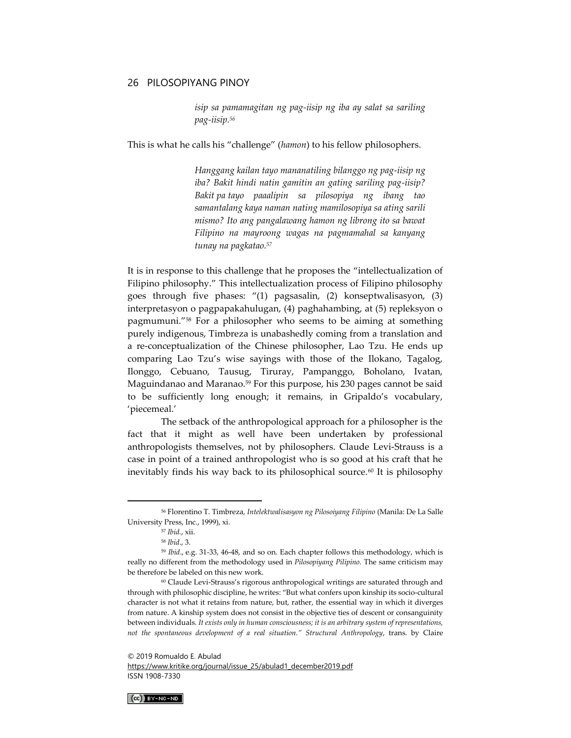> *isip sa pamamagitan ng pag-iisip ng iba ay salat sa sariling pag-iisip.*[56]

This is what he calls his "challenge" (*hamon*) to his fellow philosophers.

> *Hanggang kailan tayo mananatiling bilanggo ng pag-iisip ng iba? Bakit hindi natin gamitin an gating sariling pag-iisip? Bakit pa tayo paaalipin sa pilosopiya ng ibang tao samantalang kaya naman nating mamilosopiya sa ating sarili mismo? Ito ang pangalawang hamon ng librong ito sa bawat Filipino na mayroong wagas na pagmamahal sa kanyang tunay na pagkatao.*[57]

It is in response to this challenge that he proposes the "intellectualization of Filipino philosophy." This intellectualization process of Filipino philosophy goes through five phases: "(1) pagsasalin, (2) konseptwalisasyon, (3) interpretasyon o pagpapakahulugan, (4) paghahambing, at (5) repleksyon o pagmumuni."[58] For a philosopher who seems to be aiming at something purely indigenous, Timbreza is unabashedly coming from a translation and a re-conceptualization of the Chinese philosopher, Lao Tzu. He ends up comparing Lao Tzu's wise sayings with those of the Ilokano, Tagalog, Ilonggo, Cebuano, Tausug, Tiruray, Pampanggo, Boholano, Ivatan, Maguindanao and Maranao.[59] For this purpose, his 230 pages cannot be said to be sufficiently long enough; it remains, in Gripaldo's vocabulary, 'piecemeal.'

The setback of the anthropological approach for a philosopher is the fact that it might as well have been undertaken by professional anthropologists themselves, not by philosophers. Claude Levi-Strauss is a case in point of a trained anthropologist who is so good at his craft that he inevitably finds his way back to its philosophical source.[60] It is philosophy

---

[56] Florentino T. Timbreza, *Intelektwalisasyon ng Pilosoiyang Filipino* (Manila: De La Salle University Press, Inc., 1999), xi.

[57] *Ibid.*, xii.

[58] *Ibid*., 3.

[59] *Ibid*., e.g. 31-33, 46-48, and so on. Each chapter follows this methodology, which is really no different from the methodology used in *Pilosopiyang Pilipino.* The same criticism may be therefore be labeled on this new work.

[60] Claude Levi-Strauss's rigorous anthropological writings are saturated through and through with philosophic discipline, he writes: "But what confers upon kinship its socio-cultural character is not what it retains from nature, but, rather, the essential way in which it diverges from nature. A kinship system does not consist in the objective ties of descent or consanguinity between individuals. *It exists only in human consciousness; it is an arbitrary system of representations, not the spontaneous development of a real situation." Structural Anthropology*, trans. by Claire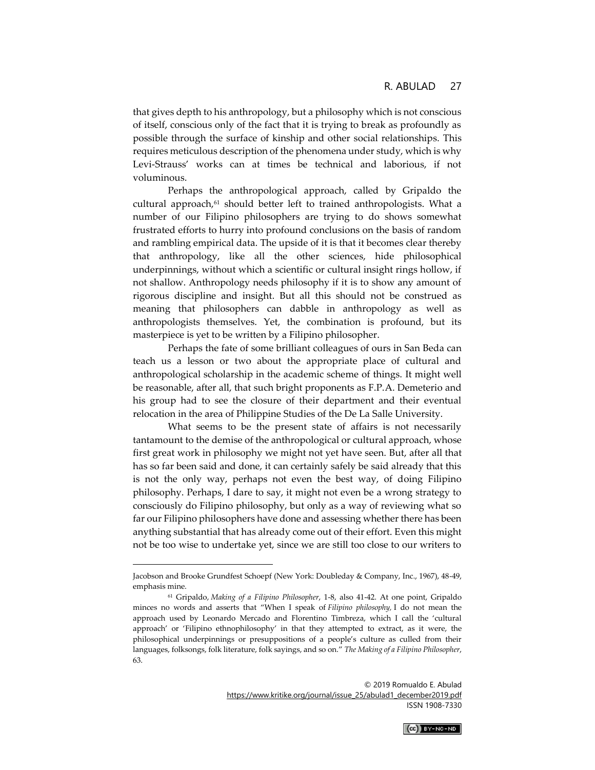that gives depth to his anthropology, but a philosophy which is not conscious of itself, conscious only of the fact that it is trying to break as profoundly as possible through the surface of kinship and other social relationships. This requires meticulous description of the phenomena under study, which is why Levi-Strauss' works can at times be technical and laborious, if not voluminous.

Perhaps the anthropological approach, called by Gripaldo the cultural approach,[61] should better left to trained anthropologists. What a number of our Filipino philosophers are trying to do shows somewhat frustrated efforts to hurry into profound conclusions on the basis of random and rambling empirical data. The upside of it is that it becomes clear thereby that anthropology, like all the other sciences, hide philosophical underpinnings, without which a scientific or cultural insight rings hollow, if not shallow. Anthropology needs philosophy if it is to show any amount of rigorous discipline and insight. But all this should not be construed as meaning that philosophers can dabble in anthropology as well as anthropologists themselves. Yet, the combination is profound, but its masterpiece is yet to be written by a Filipino philosopher.

Perhaps the fate of some brilliant colleagues of ours in San Beda can teach us a lesson or two about the appropriate place of cultural and anthropological scholarship in the academic scheme of things. It might well be reasonable, after all, that such bright proponents as F.P.A. Demeterio and his group had to see the closure of their department and their eventual relocation in the area of Philippine Studies of the De La Salle University.

What seems to be the present state of affairs is not necessarily tantamount to the demise of the anthropological or cultural approach, whose first great work in philosophy we might not yet have seen. But, after all that has so far been said and done, it can certainly safely be said already that this is not the only way, perhaps not even the best way, of doing Filipino philosophy. Perhaps, I dare to say, it might not even be a wrong strategy to consciously do Filipino philosophy, but only as a way of reviewing what so far our Filipino philosophers have done and assessing whether there has been anything substantial that has already come out of their effort. Even this might not be too wise to undertake yet, since we are still too close to our writers to

---

Jacobson and Brooke Grundfest Schoepf (New York: Doubleday & Company, Inc., 1967), 48-49, emphasis mine.

[61] Gripaldo, *Making of a Filipino Philosopher*, 1-8, also 41-42. At one point, Gripaldo minces no words and asserts that "When I speak of *Filipino philosophy,* I do not mean the approach used by Leonardo Mercado and Florentino Timbreza, which I call the 'cultural approach' or 'Filipino ethnophilosophy' in that they attempted to extract, as it were, the philosophical underpinnings or presuppositions of a people's culture as culled from their languages, folksongs, folk literature, folk sayings, and so on." *The Making of a Filipino Philosopher*, 63.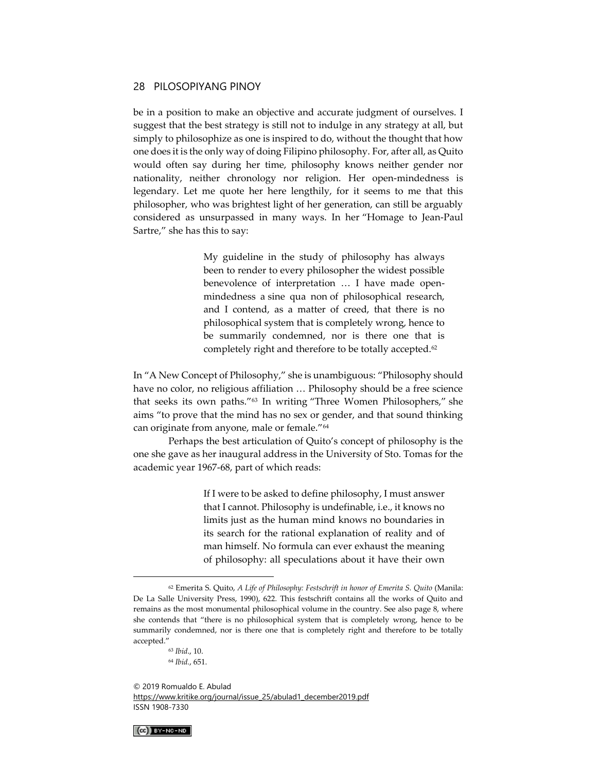be in a position to make an objective and accurate judgment of ourselves. I suggest that the best strategy is still not to indulge in any strategy at all, but simply to philosophize as one is inspired to do, without the thought that how one does it is the only way of doing Filipino philosophy. For, after all, as Quito would often say during her time, philosophy knows neither gender nor nationality, neither chronology nor religion. Her open-mindedness is legendary. Let me quote her here lengthily, for it seems to me that this philosopher, who was brightest light of her generation, can still be arguably considered as unsurpassed in many ways. In her "Homage to Jean-Paul Sartre," she has this to say:

> My guideline in the study of philosophy has always been to render to every philosopher the widest possible benevolence of interpretation … I have made open-mindedness a sine qua non of philosophical research, and I contend, as a matter of creed, that there is no philosophical system that is completely wrong, hence to be summarily condemned, nor is there one that is completely right and therefore to be totally accepted.[62]

In "A New Concept of Philosophy," she is unambiguous: "Philosophy should have no color, no religious affiliation … Philosophy should be a free science that seeks its own paths."[63] In writing "Three Women Philosophers," she aims "to prove that the mind has no sex or gender, and that sound thinking can originate from anyone, male or female."[64]

Perhaps the best articulation of Quito's concept of philosophy is the one she gave as her inaugural address in the University of Sto. Tomas for the academic year 1967-68, part of which reads:

> If I were to be asked to define philosophy, I must answer that I cannot. Philosophy is undefinable, i.e., it knows no limits just as the human mind knows no boundaries in its search for the rational explanation of reality and of man himself. No formula can ever exhaust the meaning of philosophy: all speculations about it have their own

---

[62] Emerita S. Quito, *A Life of Philosophy: Festschrift in honor of Emerita S. Quito* (Manila: De La Salle University Press, 1990), 622. This festschrift contains all the works of Quito and remains as the most monumental philosophical volume in the country. See also page 8, where she contends that "there is no philosophical system that is completely wrong, hence to be summarily condemned, nor is there one that is completely right and therefore to be totally accepted."

[63] *Ibid.*, 10.

[64] *Ibid.*, 651.

© 2019 Romualdo E. Abulad
https://www.kritike.org/journal/issue_25/abulad1_december2019.pdf
ISSN 1908-7330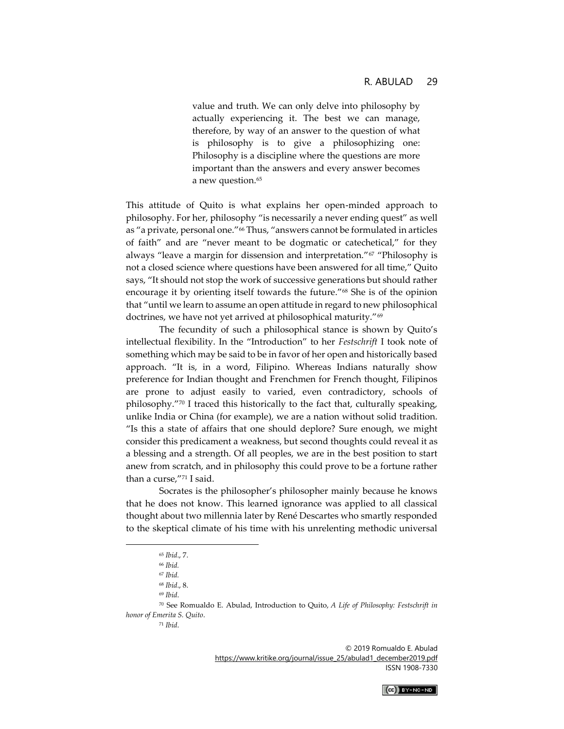> value and truth. We can only delve into philosophy by actually experiencing it. The best we can manage, therefore, by way of an answer to the question of what is philosophy is to give a philosophizing one: Philosophy is a discipline where the questions are more important than the answers and every answer becomes a new question.[65]

This attitude of Quito is what explains her open-minded approach to philosophy. For her, philosophy "is necessarily a never ending quest" as well as "a private, personal one."[66] Thus, "answers cannot be formulated in articles of faith" and are "never meant to be dogmatic or catechetical," for they always "leave a margin for dissension and interpretation."[67] "Philosophy is not a closed science where questions have been answered for all time," Quito says, "It should not stop the work of successive generations but should rather encourage it by orienting itself towards the future."[68] She is of the opinion that "until we learn to assume an open attitude in regard to new philosophical doctrines, we have not yet arrived at philosophical maturity."[69]

The fecundity of such a philosophical stance is shown by Quito's intellectual flexibility. In the "Introduction" to her *Festschrift* I took note of something which may be said to be in favor of her open and historically based approach. "It is, in a word, Filipino. Whereas Indians naturally show preference for Indian thought and Frenchmen for French thought, Filipinos are prone to adjust easily to varied, even contradictory, schools of philosophy."[70] I traced this historically to the fact that, culturally speaking, unlike India or China (for example), we are a nation without solid tradition. "Is this a state of affairs that one should deplore? Sure enough, we might consider this predicament a weakness, but second thoughts could reveal it as a blessing and a strength. Of all peoples, we are in the best position to start anew from scratch, and in philosophy this could prove to be a fortune rather than a curse,"[71] I said.

Socrates is the philosopher's philosopher mainly because he knows that he does not know. This learned ignorance was applied to all classical thought about two millennia later by René Descartes who smartly responded to the skeptical climate of his time with his unrelenting methodic universal

---

[65] *Ibid*., 7.

[66] *Ibid.*

[67] *Ibid.*

[68] *Ibid*., 8.

[69] *Ibid*.

[70] See Romualdo E. Abulad, Introduction to Quito, *A Life of Philosophy: Festschrift in honor of Emerita S. Quito*.

[71] *Ibid*.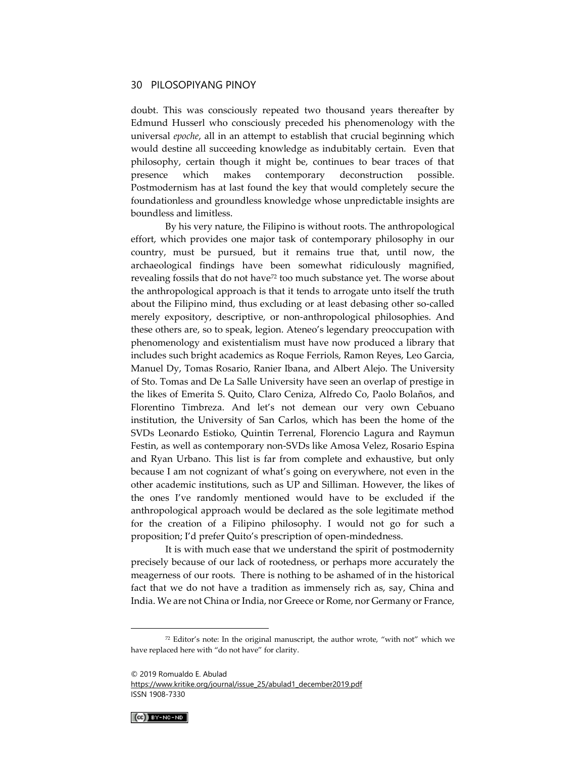doubt. This was consciously repeated two thousand years thereafter by Edmund Husserl who consciously preceded his phenomenology with the universal *epoche*, all in an attempt to establish that crucial beginning which would destine all succeeding knowledge as indubitably certain. Even that philosophy, certain though it might be, continues to bear traces of that presence which makes contemporary deconstruction possible. Postmodernism has at last found the key that would completely secure the foundationless and groundless knowledge whose unpredictable insights are boundless and limitless.

By his very nature, the Filipino is without roots. The anthropological effort, which provides one major task of contemporary philosophy in our country, must be pursued, but it remains true that, until now, the archaeological findings have been somewhat ridiculously magnified, revealing fossils that do not have[72] too much substance yet. The worse about the anthropological approach is that it tends to arrogate unto itself the truth about the Filipino mind, thus excluding or at least debasing other so-called merely expository, descriptive, or non-anthropological philosophies. And these others are, so to speak, legion. Ateneo's legendary preoccupation with phenomenology and existentialism must have now produced a library that includes such bright academics as Roque Ferriols, Ramon Reyes, Leo Garcia, Manuel Dy, Tomas Rosario, Ranier Ibana, and Albert Alejo. The University of Sto. Tomas and De La Salle University have seen an overlap of prestige in the likes of Emerita S. Quito, Claro Ceniza, Alfredo Co, Paolo Bolaños, and Florentino Timbreza. And let's not demean our very own Cebuano institution, the University of San Carlos, which has been the home of the SVDs Leonardo Estioko, Quintin Terrenal, Florencio Lagura and Raymun Festin, as well as contemporary non-SVDs like Amosa Velez, Rosario Espina and Ryan Urbano. This list is far from complete and exhaustive, but only because I am not cognizant of what's going on everywhere, not even in the other academic institutions, such as UP and Silliman. However, the likes of the ones I've randomly mentioned would have to be excluded if the anthropological approach would be declared as the sole legitimate method for the creation of a Filipino philosophy. I would not go for such a proposition; I'd prefer Quito's prescription of open-mindedness.

It is with much ease that we understand the spirit of postmodernity precisely because of our lack of rootedness, or perhaps more accurately the meagerness of our roots. There is nothing to be ashamed of in the historical fact that we do not have a tradition as immensely rich as, say, China and India. We are not China or India, nor Greece or Rome, nor Germany or France,

---

[72] Editor's note: In the original manuscript, the author wrote, "with not" which we have replaced here with "do not have" for clarity.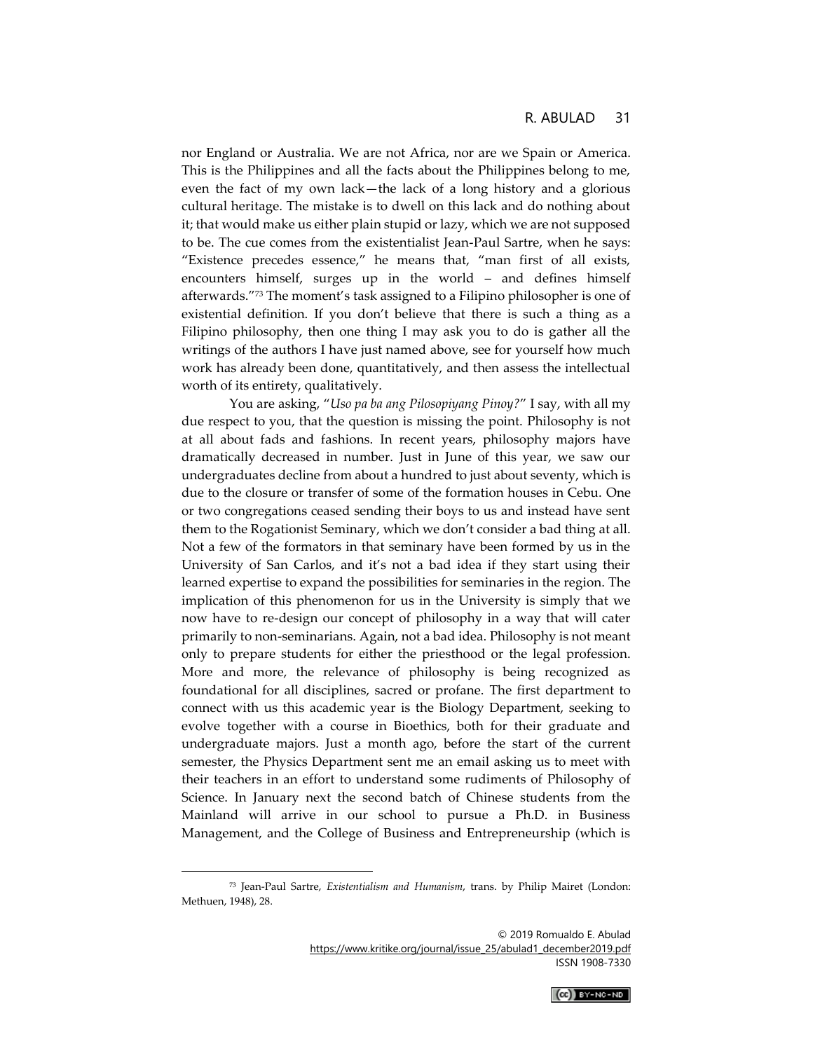nor England or Australia. We are not Africa, nor are we Spain or America. This is the Philippines and all the facts about the Philippines belong to me, even the fact of my own lack—the lack of a long history and a glorious cultural heritage. The mistake is to dwell on this lack and do nothing about it; that would make us either plain stupid or lazy, which we are not supposed to be. The cue comes from the existentialist Jean-Paul Sartre, when he says: "Existence precedes essence," he means that, "man first of all exists, encounters himself, surges up in the world – and defines himself afterwards."[73] The moment's task assigned to a Filipino philosopher is one of existential definition. If you don't believe that there is such a thing as a Filipino philosophy, then one thing I may ask you to do is gather all the writings of the authors I have just named above, see for yourself how much work has already been done, quantitatively, and then assess the intellectual worth of its entirety, qualitatively.

You are asking, "*Uso pa ba ang Pilosopiyang Pinoy?*" I say, with all my due respect to you, that the question is missing the point. Philosophy is not at all about fads and fashions. In recent years, philosophy majors have dramatically decreased in number. Just in June of this year, we saw our undergraduates decline from about a hundred to just about seventy, which is due to the closure or transfer of some of the formation houses in Cebu. One or two congregations ceased sending their boys to us and instead have sent them to the Rogationist Seminary, which we don't consider a bad thing at all. Not a few of the formators in that seminary have been formed by us in the University of San Carlos, and it's not a bad idea if they start using their learned expertise to expand the possibilities for seminaries in the region. The implication of this phenomenon for us in the University is simply that we now have to re-design our concept of philosophy in a way that will cater primarily to non-seminarians. Again, not a bad idea. Philosophy is not meant only to prepare students for either the priesthood or the legal profession. More and more, the relevance of philosophy is being recognized as foundational for all disciplines, sacred or profane. The first department to connect with us this academic year is the Biology Department, seeking to evolve together with a course in Bioethics, both for their graduate and undergraduate majors. Just a month ago, before the start of the current semester, the Physics Department sent me an email asking us to meet with their teachers in an effort to understand some rudiments of Philosophy of Science. In January next the second batch of Chinese students from the Mainland will arrive in our school to pursue a Ph.D. in Business Management, and the College of Business and Entrepreneurship (which is

---

[73] Jean-Paul Sartre, *Existentialism and Humanism*, trans. by Philip Mairet (London: Methuen, 1948), 28.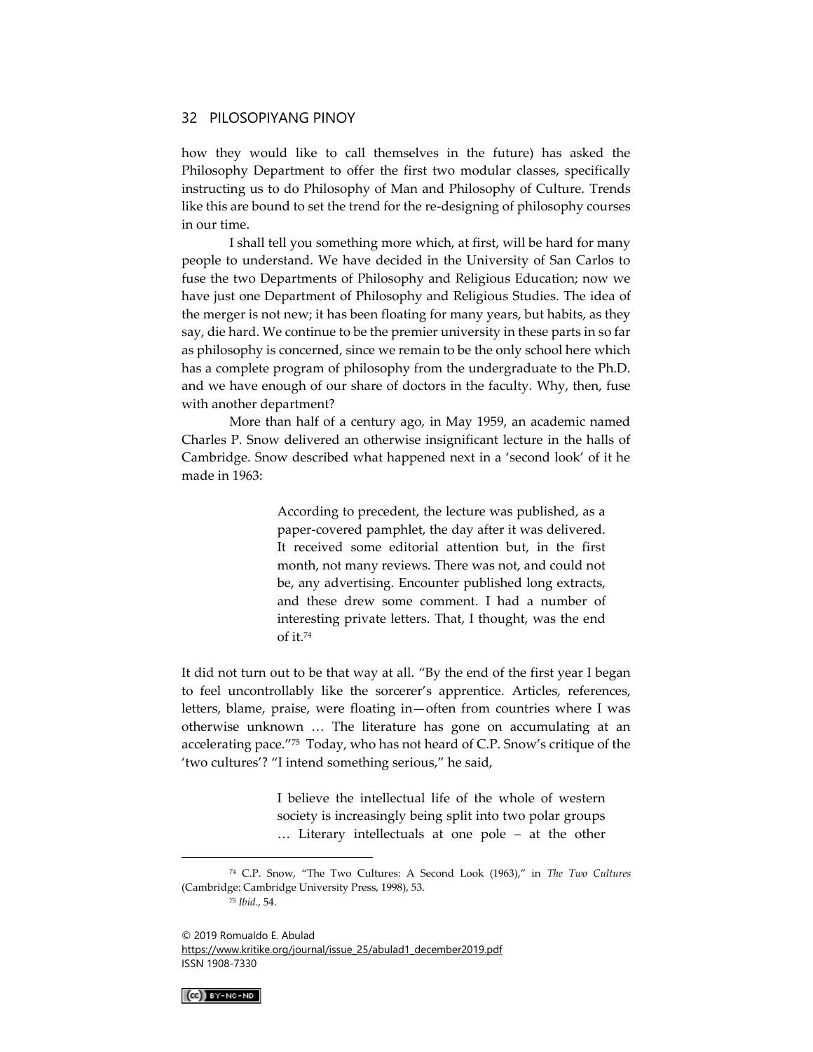how they would like to call themselves in the future) has asked the Philosophy Department to offer the first two modular classes, specifically instructing us to do Philosophy of Man and Philosophy of Culture. Trends like this are bound to set the trend for the re-designing of philosophy courses in our time.

I shall tell you something more which, at first, will be hard for many people to understand. We have decided in the University of San Carlos to fuse the two Departments of Philosophy and Religious Education; now we have just one Department of Philosophy and Religious Studies. The idea of the merger is not new; it has been floating for many years, but habits, as they say, die hard. We continue to be the premier university in these parts in so far as philosophy is concerned, since we remain to be the only school here which has a complete program of philosophy from the undergraduate to the Ph.D. and we have enough of our share of doctors in the faculty. Why, then, fuse with another department?

More than half of a century ago, in May 1959, an academic named Charles P. Snow delivered an otherwise insignificant lecture in the halls of Cambridge. Snow described what happened next in a 'second look' of it he made in 1963:

> According to precedent, the lecture was published, as a paper-covered pamphlet, the day after it was delivered. It received some editorial attention but, in the first month, not many reviews. There was not, and could not be, any advertising. Encounter published long extracts, and these drew some comment. I had a number of interesting private letters. That, I thought, was the end of it.[74]

It did not turn out to be that way at all. "By the end of the first year I began to feel uncontrollably like the sorcerer's apprentice. Articles, references, letters, blame, praise, were floating in—often from countries where I was otherwise unknown … The literature has gone on accumulating at an accelerating pace."[75] Today, who has not heard of C.P. Snow's critique of the 'two cultures'? "I intend something serious," he said,

> I believe the intellectual life of the whole of western society is increasingly being split into two polar groups … Literary intellectuals at one pole – at the other

---

[74] C.P. Snow, "The Two Cultures: A Second Look (1963)," in *The Two Cultures* (Cambridge: Cambridge University Press, 1998), 53.

[75] *Ibid*., 54.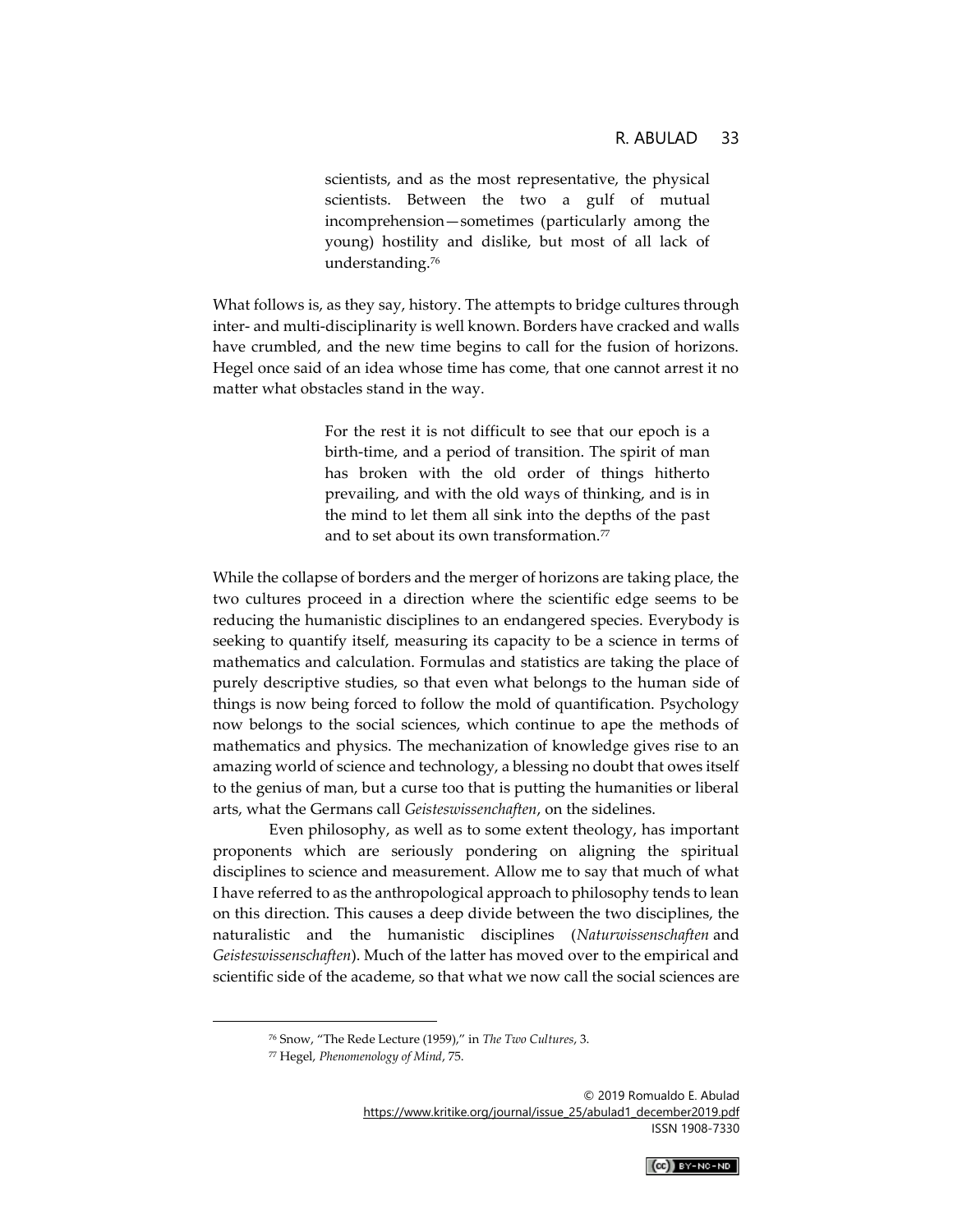> scientists, and as the most representative, the physical scientists. Between the two a gulf of mutual incomprehension—sometimes (particularly among the young) hostility and dislike, but most of all lack of understanding.[76]

What follows is, as they say, history. The attempts to bridge cultures through inter- and multi-disciplinarity is well known. Borders have cracked and walls have crumbled, and the new time begins to call for the fusion of horizons. Hegel once said of an idea whose time has come, that one cannot arrest it no matter what obstacles stand in the way.

> For the rest it is not difficult to see that our epoch is a birth-time, and a period of transition. The spirit of man has broken with the old order of things hitherto prevailing, and with the old ways of thinking, and is in the mind to let them all sink into the depths of the past and to set about its own transformation.[77]

While the collapse of borders and the merger of horizons are taking place, the two cultures proceed in a direction where the scientific edge seems to be reducing the humanistic disciplines to an endangered species. Everybody is seeking to quantify itself, measuring its capacity to be a science in terms of mathematics and calculation. Formulas and statistics are taking the place of purely descriptive studies, so that even what belongs to the human side of things is now being forced to follow the mold of quantification. Psychology now belongs to the social sciences, which continue to ape the methods of mathematics and physics. The mechanization of knowledge gives rise to an amazing world of science and technology, a blessing no doubt that owes itself to the genius of man, but a curse too that is putting the humanities or liberal arts, what the Germans call *Geisteswissenchaften*, on the sidelines.

Even philosophy, as well as to some extent theology, has important proponents which are seriously pondering on aligning the spiritual disciplines to science and measurement. Allow me to say that much of what I have referred to as the anthropological approach to philosophy tends to lean on this direction. This causes a deep divide between the two disciplines, the naturalistic and the humanistic disciplines (*Naturwissenschaften* and *Geisteswissenschaften*). Much of the latter has moved over to the empirical and scientific side of the academe, so that what we now call the social sciences are

---

[76] Snow, "The Rede Lecture (1959)," in *The Two Cultures*, 3.

[77] Hegel, *Phenomenology of Mind*, 75.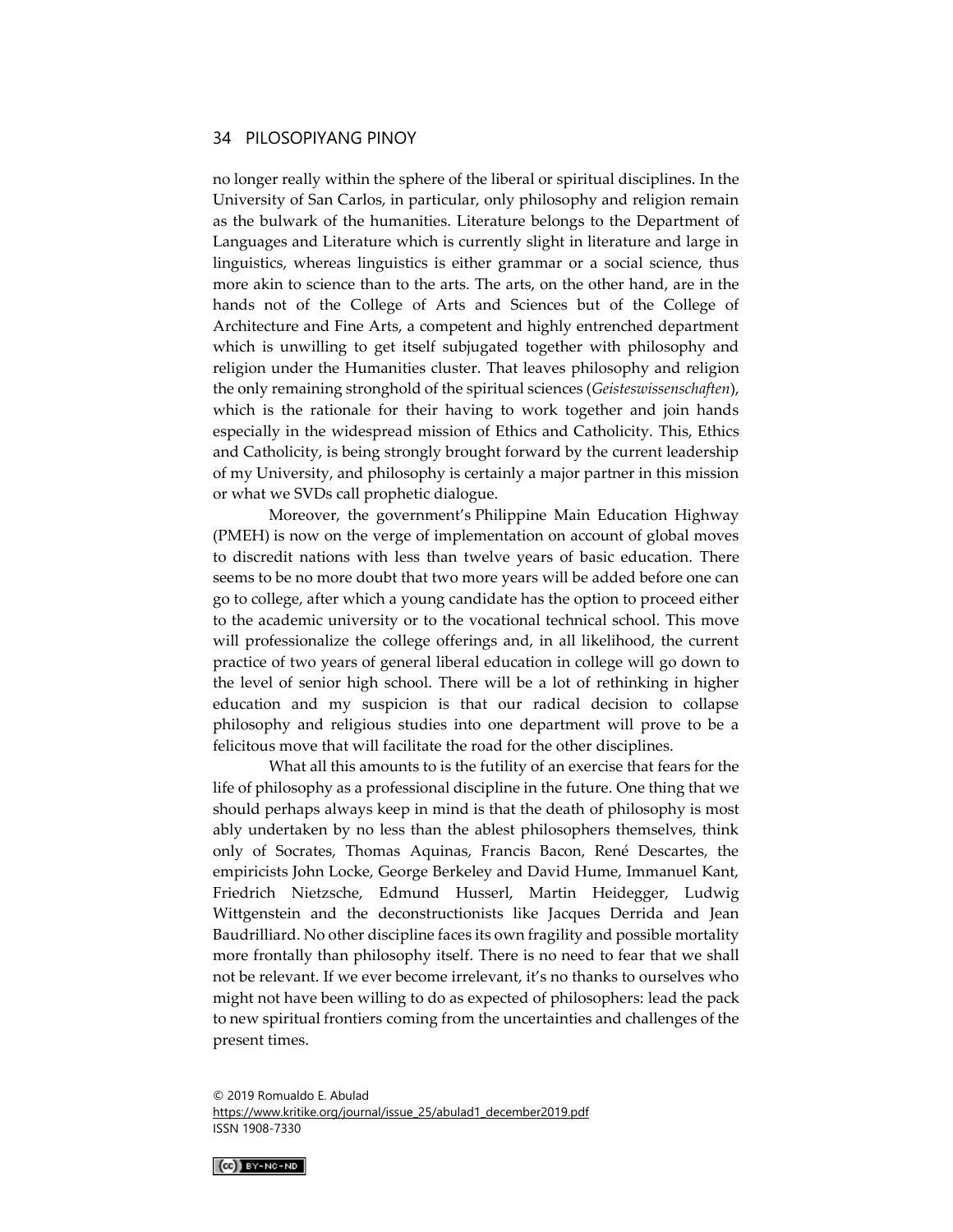no longer really within the sphere of the liberal or spiritual disciplines. In the University of San Carlos, in particular, only philosophy and religion remain as the bulwark of the humanities. Literature belongs to the Department of Languages and Literature which is currently slight in literature and large in linguistics, whereas linguistics is either grammar or a social science, thus more akin to science than to the arts. The arts, on the other hand, are in the hands not of the College of Arts and Sciences but of the College of Architecture and Fine Arts, a competent and highly entrenched department which is unwilling to get itself subjugated together with philosophy and religion under the Humanities cluster. That leaves philosophy and religion the only remaining stronghold of the spiritual sciences (*Geisteswissenschaften*), which is the rationale for their having to work together and join hands especially in the widespread mission of Ethics and Catholicity. This, Ethics and Catholicity, is being strongly brought forward by the current leadership of my University, and philosophy is certainly a major partner in this mission or what we SVDs call prophetic dialogue.

Moreover, the government's Philippine Main Education Highway (PMEH) is now on the verge of implementation on account of global moves to discredit nations with less than twelve years of basic education. There seems to be no more doubt that two more years will be added before one can go to college, after which a young candidate has the option to proceed either to the academic university or to the vocational technical school. This move will professionalize the college offerings and, in all likelihood, the current practice of two years of general liberal education in college will go down to the level of senior high school. There will be a lot of rethinking in higher education and my suspicion is that our radical decision to collapse philosophy and religious studies into one department will prove to be a felicitous move that will facilitate the road for the other disciplines.

What all this amounts to is the futility of an exercise that fears for the life of philosophy as a professional discipline in the future. One thing that we should perhaps always keep in mind is that the death of philosophy is most ably undertaken by no less than the ablest philosophers themselves, think only of Socrates, Thomas Aquinas, Francis Bacon, René Descartes, the empiricists John Locke, George Berkeley and David Hume, Immanuel Kant, Friedrich Nietzsche, Edmund Husserl, Martin Heidegger, Ludwig Wittgenstein and the deconstructionists like Jacques Derrida and Jean Baudrilliard. No other discipline faces its own fragility and possible mortality more frontally than philosophy itself. There is no need to fear that we shall not be relevant. If we ever become irrelevant, it's no thanks to ourselves who might not have been willing to do as expected of philosophers: lead the pack to new spiritual frontiers coming from the uncertainties and challenges of the present times.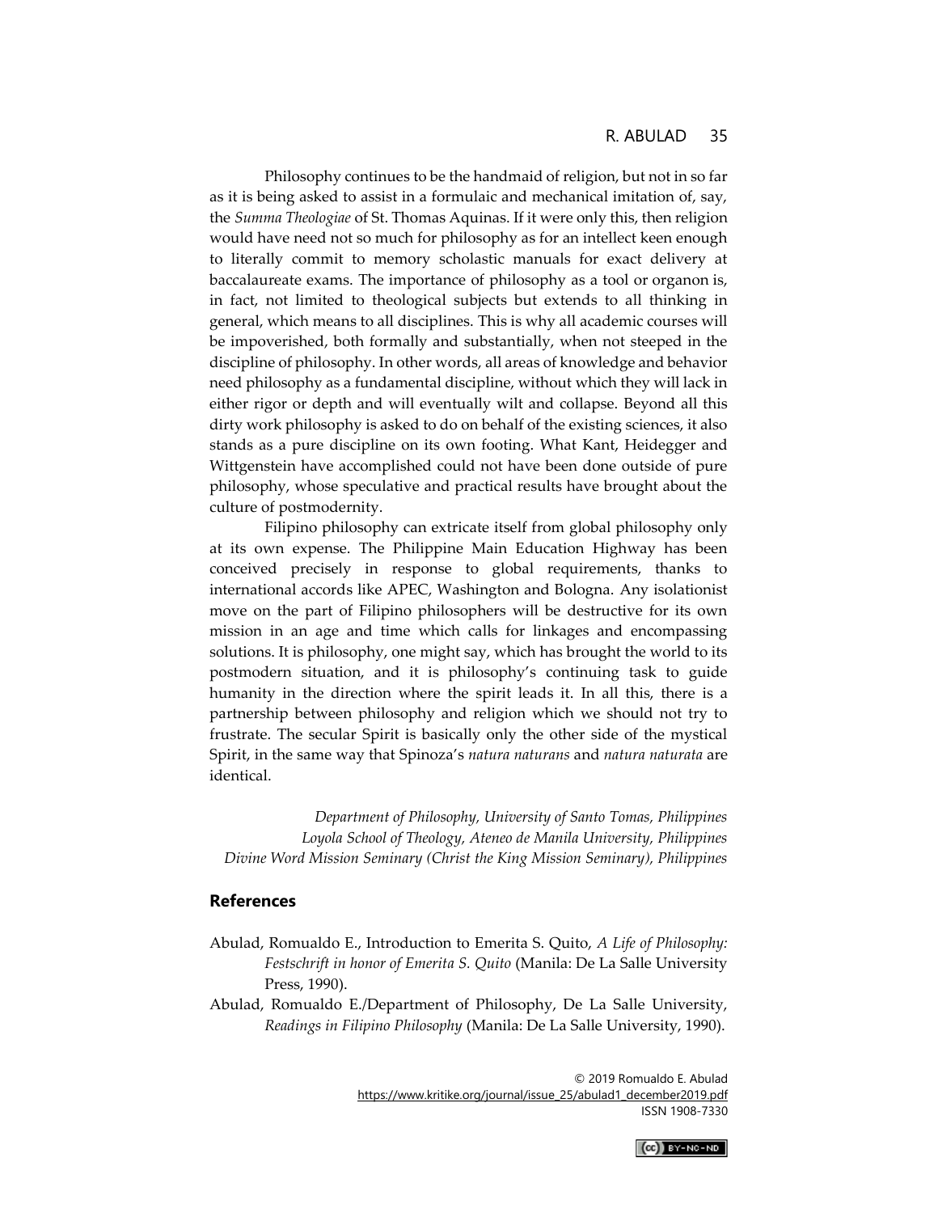Philosophy continues to be the handmaid of religion, but not in so far as it is being asked to assist in a formulaic and mechanical imitation of, say, the *Summa Theologiae* of St. Thomas Aquinas. If it were only this, then religion would have need not so much for philosophy as for an intellect keen enough to literally commit to memory scholastic manuals for exact delivery at baccalaureate exams. The importance of philosophy as a tool or organon is, in fact, not limited to theological subjects but extends to all thinking in general, which means to all disciplines. This is why all academic courses will be impoverished, both formally and substantially, when not steeped in the discipline of philosophy. In other words, all areas of knowledge and behavior need philosophy as a fundamental discipline, without which they will lack in either rigor or depth and will eventually wilt and collapse. Beyond all this dirty work philosophy is asked to do on behalf of the existing sciences, it also stands as a pure discipline on its own footing. What Kant, Heidegger and Wittgenstein have accomplished could not have been done outside of pure philosophy, whose speculative and practical results have brought about the culture of postmodernity.

Filipino philosophy can extricate itself from global philosophy only at its own expense. The Philippine Main Education Highway has been conceived precisely in response to global requirements, thanks to international accords like APEC, Washington and Bologna. Any isolationist move on the part of Filipino philosophers will be destructive for its own mission in an age and time which calls for linkages and encompassing solutions. It is philosophy, one might say, which has brought the world to its postmodern situation, and it is philosophy's continuing task to guide humanity in the direction where the spirit leads it. In all this, there is a partnership between philosophy and religion which we should not try to frustrate. The secular Spirit is basically only the other side of the mystical Spirit, in the same way that Spinoza's *natura naturans* and *natura naturata* are identical.

*Department of Philosophy, University of Santo Tomas, Philippines*
*Loyola School of Theology, Ateneo de Manila University, Philippines*
*Divine Word Mission Seminary (Christ the King Mission Seminary), Philippines*

## References

Abulad, Romualdo E., Introduction to Emerita S. Quito, *A Life of Philosophy: Festschrift in honor of Emerita S. Quito* (Manila: De La Salle University Press, 1990).

Abulad, Romualdo E./Department of Philosophy, De La Salle University, *Readings in Filipino Philosophy* (Manila: De La Salle University, 1990).

© 2019 Romualdo E. Abulad
https://www.kritike.org/journal/issue_25/abulad1_december2019.pdf
ISSN 1908-7330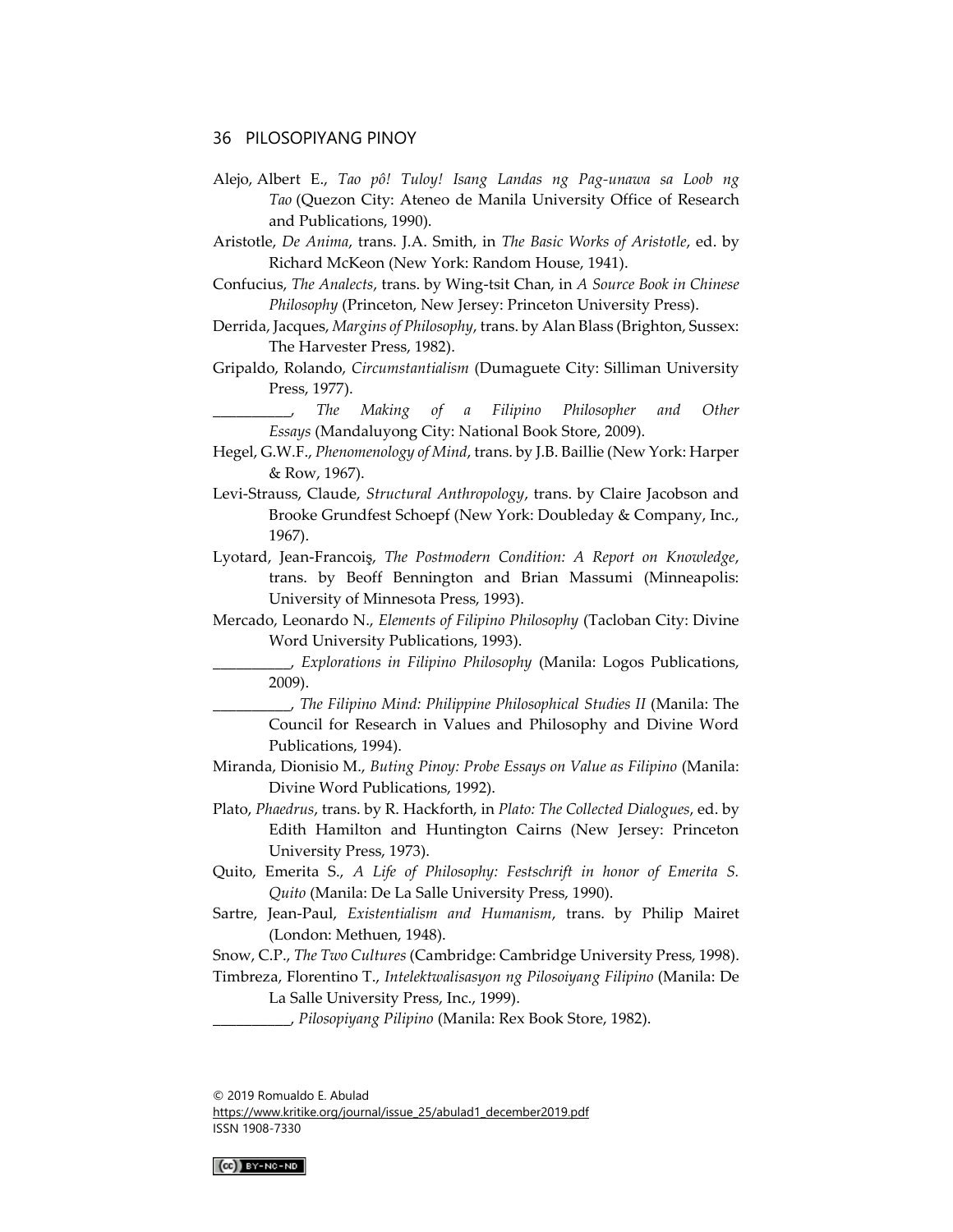Alejo, Albert E., *Tao pô! Tuloy! Isang Landas ng Pag-unawa sa Loob ng Tao* (Quezon City: Ateneo de Manila University Office of Research and Publications, 1990).

Aristotle, *De Anima*, trans. J.A. Smith, in *The Basic Works of Aristotle*, ed. by Richard McKeon (New York: Random House, 1941).

Confucius, *The Analects*, trans. by Wing-tsit Chan, in *A Source Book in Chinese Philosophy* (Princeton, New Jersey: Princeton University Press).

Derrida, Jacques, *Margins of Philosophy*, trans. by Alan Blass (Brighton, Sussex: The Harvester Press, 1982).

Gripaldo, Rolando, *Circumstantialism* (Dumaguete City: Silliman University Press, 1977).

__________, *The Making of a Filipino Philosopher and Other Essays* (Mandaluyong City: National Book Store, 2009).

Hegel, G.W.F., *Phenomenology of Mind*, trans. by J.B. Baillie (New York: Harper & Row, 1967).

Levi-Strauss, Claude, *Structural Anthropology*, trans. by Claire Jacobson and Brooke Grundfest Schoepf (New York: Doubleday & Company, Inc., 1967).

Lyotard, Jean-Francoiş, *The Postmodern Condition: A Report on Knowledge*, trans. by Beoff Bennington and Brian Massumi (Minneapolis: University of Minnesota Press, 1993).

Mercado, Leonardo N., *Elements of Filipino Philosophy* (Tacloban City: Divine Word University Publications, 1993).

__________, *Explorations in Filipino Philosophy* (Manila: Logos Publications, 2009).

__________, *The Filipino Mind: Philippine Philosophical Studies II* (Manila: The Council for Research in Values and Philosophy and Divine Word Publications, 1994).

Miranda, Dionisio M., *Buting Pinoy: Probe Essays on Value as Filipino* (Manila: Divine Word Publications, 1992).

Plato, *Phaedrus*, trans. by R. Hackforth, in *Plato: The Collected Dialogues*, ed. by Edith Hamilton and Huntington Cairns (New Jersey: Princeton University Press, 1973).

Quito, Emerita S., *A Life of Philosophy: Festschrift in honor of Emerita S. Quito* (Manila: De La Salle University Press, 1990).

Sartre, Jean-Paul, *Existentialism and Humanism*, trans. by Philip Mairet (London: Methuen, 1948).

Snow, C.P., *The Two Cultures* (Cambridge: Cambridge University Press, 1998).

Timbreza, Florentino T., *Intelektwalisasyon ng Pilosoiyang Filipino* (Manila: De La Salle University Press, Inc., 1999).

__________, *Pilosopiyang Pilipino* (Manila: Rex Book Store, 1982).